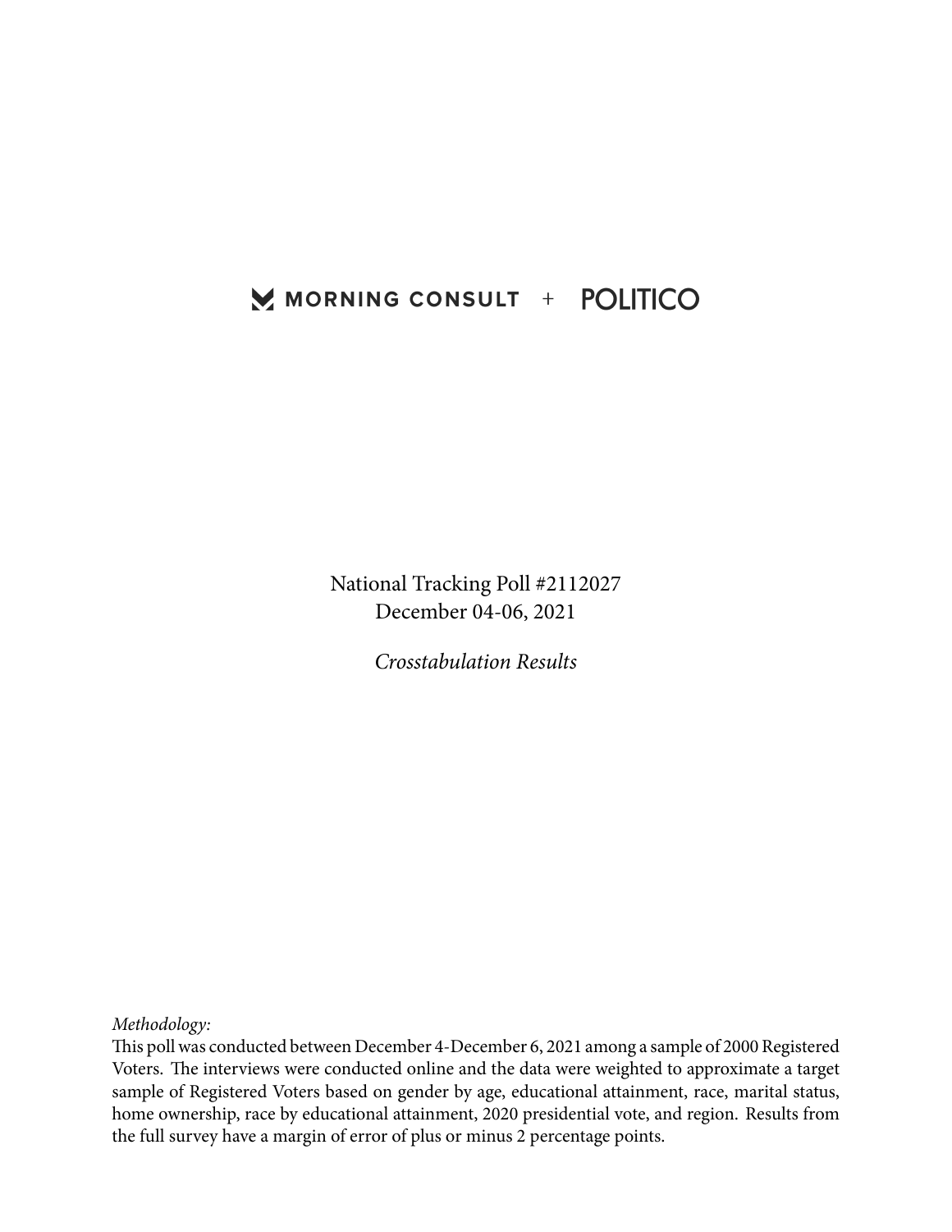MORNING CONSULT + POLITICO

National Tracking Poll #2112027
December 04-06, 2021

*Crosstabulation Results*

*Methodology:*
This poll was conducted between December 4-December 6, 2021 among a sample of 2000 Registered Voters. The interviews were conducted online and the data were weighted to approximate a target sample of Registered Voters based on gender by age, educational attainment, race, marital status, home ownership, race by educational attainment, 2020 presidential vote, and region. Results from the full survey have a margin of error of plus or minus 2 percentage points.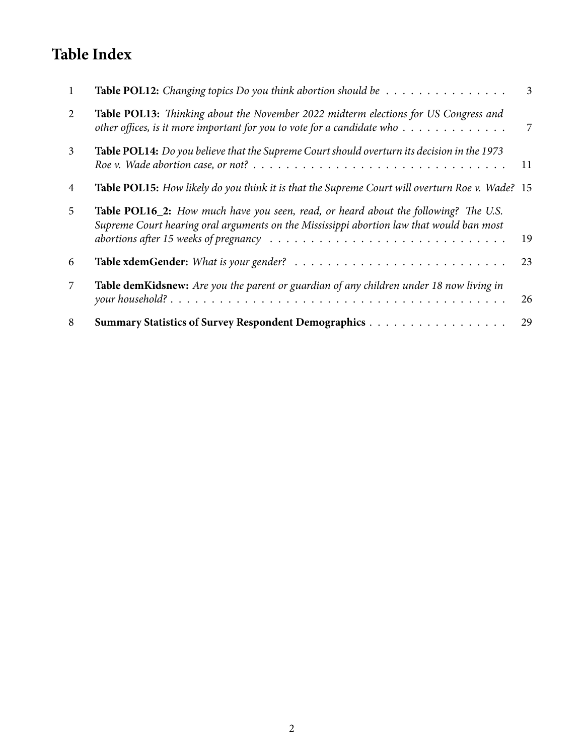# Table Index

| | | |
|---|---|---|
| 1 | **Table POL12:** *Changing topics Do you think abortion should be* | 3 |
| 2 | **Table POL13:** *Thinking about the November 2022 midterm elections for US Congress and other offices, is it more important for you to vote for a candidate who* | 7 |
| 3 | **Table POL14:** *Do you believe that the Supreme Court should overturn its decision in the 1973 Roe v. Wade abortion case, or not?* | 11 |
| 4 | **Table POL15:** *How likely do you think it is that the Supreme Court will overturn Roe v. Wade?* | 15 |
| 5 | **Table POL16_2:** *How much have you seen, read, or heard about the following? The U.S. Supreme Court hearing oral arguments on the Mississippi abortion law that would ban most abortions after 15 weeks of pregnancy* | 19 |
| 6 | **Table xdemGender:** *What is your gender?* | 23 |
| 7 | **Table demKidsnew:** *Are you the parent or guardian of any children under 18 now living in your household?* | 26 |
| 8 | **Summary Statistics of Survey Respondent Demographics** | 29 |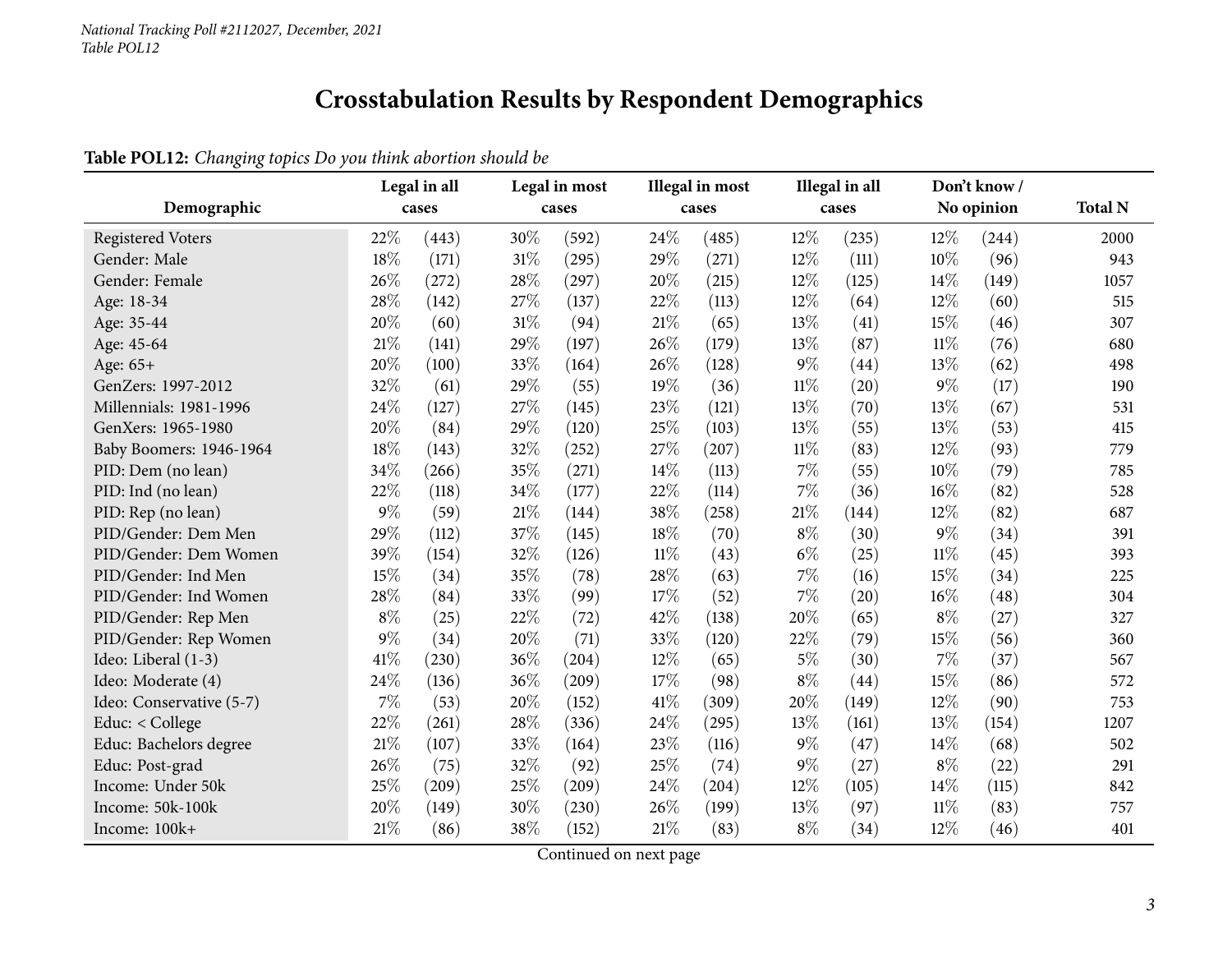# Crosstabulation Results by Respondent Demographics

**Table POL12:** *Changing topics Do you think abortion should be*

| Demographic | Legal in all cases | | Legal in most cases | | Illegal in most cases | | Illegal in all cases | | Don't know / No opinion | | Total N |
|---|---|---|---|---|---|---|---|---|---|---|---|
| Registered Voters | 22% | (443) | 30% | (592) | 24% | (485) | 12% | (235) | 12% | (244) | 2000 |
| Gender: Male | 18% | (171) | 31% | (295) | 29% | (271) | 12% | (111) | 10% | (96) | 943 |
| Gender: Female | 26% | (272) | 28% | (297) | 20% | (215) | 12% | (125) | 14% | (149) | 1057 |
| Age: 18-34 | 28% | (142) | 27% | (137) | 22% | (113) | 12% | (64) | 12% | (60) | 515 |
| Age: 35-44 | 20% | (60) | 31% | (94) | 21% | (65) | 13% | (41) | 15% | (46) | 307 |
| Age: 45-64 | 21% | (141) | 29% | (197) | 26% | (179) | 13% | (87) | 11% | (76) | 680 |
| Age: 65+ | 20% | (100) | 33% | (164) | 26% | (128) | 9% | (44) | 13% | (62) | 498 |
| GenZers: 1997-2012 | 32% | (61) | 29% | (55) | 19% | (36) | 11% | (20) | 9% | (17) | 190 |
| Millennials: 1981-1996 | 24% | (127) | 27% | (145) | 23% | (121) | 13% | (70) | 13% | (67) | 531 |
| GenXers: 1965-1980 | 20% | (84) | 29% | (120) | 25% | (103) | 13% | (55) | 13% | (53) | 415 |
| Baby Boomers: 1946-1964 | 18% | (143) | 32% | (252) | 27% | (207) | 11% | (83) | 12% | (93) | 779 |
| PID: Dem (no lean) | 34% | (266) | 35% | (271) | 14% | (113) | 7% | (55) | 10% | (79) | 785 |
| PID: Ind (no lean) | 22% | (118) | 34% | (177) | 22% | (114) | 7% | (36) | 16% | (82) | 528 |
| PID: Rep (no lean) | 9% | (59) | 21% | (144) | 38% | (258) | 21% | (144) | 12% | (82) | 687 |
| PID/Gender: Dem Men | 29% | (112) | 37% | (145) | 18% | (70) | 8% | (30) | 9% | (34) | 391 |
| PID/Gender: Dem Women | 39% | (154) | 32% | (126) | 11% | (43) | 6% | (25) | 11% | (45) | 393 |
| PID/Gender: Ind Men | 15% | (34) | 35% | (78) | 28% | (63) | 7% | (16) | 15% | (34) | 225 |
| PID/Gender: Ind Women | 28% | (84) | 33% | (99) | 17% | (52) | 7% | (20) | 16% | (48) | 304 |
| PID/Gender: Rep Men | 8% | (25) | 22% | (72) | 42% | (138) | 20% | (65) | 8% | (27) | 327 |
| PID/Gender: Rep Women | 9% | (34) | 20% | (71) | 33% | (120) | 22% | (79) | 15% | (56) | 360 |
| Ideo: Liberal (1-3) | 41% | (230) | 36% | (204) | 12% | (65) | 5% | (30) | 7% | (37) | 567 |
| Ideo: Moderate (4) | 24% | (136) | 36% | (209) | 17% | (98) | 8% | (44) | 15% | (86) | 572 |
| Ideo: Conservative (5-7) | 7% | (53) | 20% | (152) | 41% | (309) | 20% | (149) | 12% | (90) | 753 |
| Educ: < College | 22% | (261) | 28% | (336) | 24% | (295) | 13% | (161) | 13% | (154) | 1207 |
| Educ: Bachelors degree | 21% | (107) | 33% | (164) | 23% | (116) | 9% | (47) | 14% | (68) | 502 |
| Educ: Post-grad | 26% | (75) | 32% | (92) | 25% | (74) | 9% | (27) | 8% | (22) | 291 |
| Income: Under 50k | 25% | (209) | 25% | (209) | 24% | (204) | 12% | (105) | 14% | (115) | 842 |
| Income: 50k-100k | 20% | (149) | 30% | (230) | 26% | (199) | 13% | (97) | 11% | (83) | 757 |
| Income: 100k+ | 21% | (86) | 38% | (152) | 21% | (83) | 8% | (34) | 12% | (46) | 401 |

Continued on next page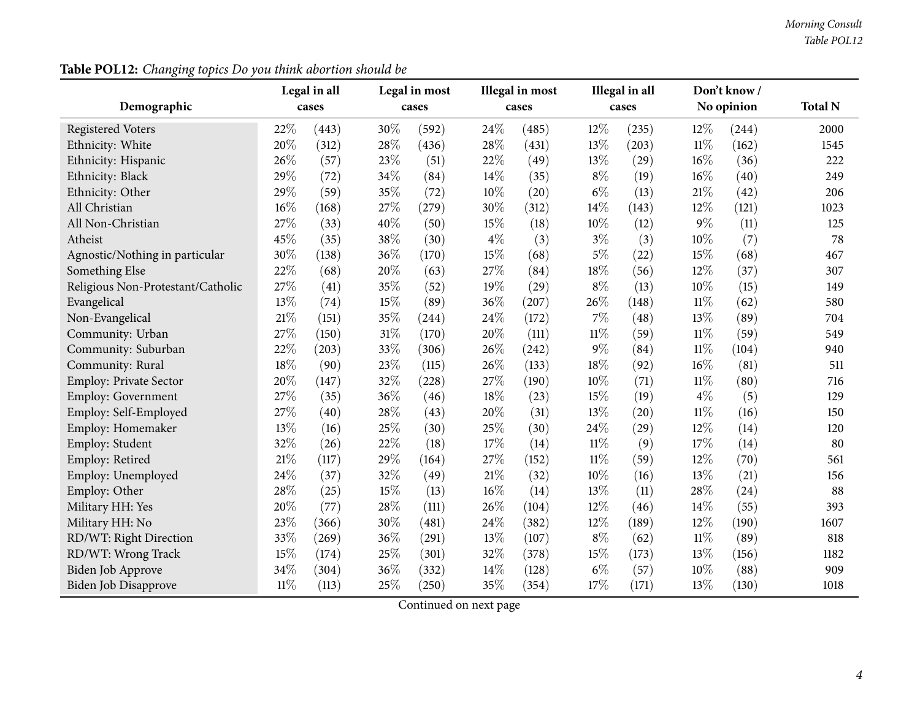**Table POL12:** *Changing topics Do you think abortion should be*

| Demographic | Legal in all cases | | Legal in most cases | | Illegal in most cases | | Illegal in all cases | | Don't know / No opinion | | Total N |
|---|---|---|---|---|---|---|---|---|---|---|---|
| Registered Voters | 22% | (443) | 30% | (592) | 24% | (485) | 12% | (235) | 12% | (244) | 2000 |
| Ethnicity: White | 20% | (312) | 28% | (436) | 28% | (431) | 13% | (203) | 11% | (162) | 1545 |
| Ethnicity: Hispanic | 26% | (57) | 23% | (51) | 22% | (49) | 13% | (29) | 16% | (36) | 222 |
| Ethnicity: Black | 29% | (72) | 34% | (84) | 14% | (35) | 8% | (19) | 16% | (40) | 249 |
| Ethnicity: Other | 29% | (59) | 35% | (72) | 10% | (20) | 6% | (13) | 21% | (42) | 206 |
| All Christian | 16% | (168) | 27% | (279) | 30% | (312) | 14% | (143) | 12% | (121) | 1023 |
| All Non-Christian | 27% | (33) | 40% | (50) | 15% | (18) | 10% | (12) | 9% | (11) | 125 |
| Atheist | 45% | (35) | 38% | (30) | 4% | (3) | 3% | (3) | 10% | (7) | 78 |
| Agnostic/Nothing in particular | 30% | (138) | 36% | (170) | 15% | (68) | 5% | (22) | 15% | (68) | 467 |
| Something Else | 22% | (68) | 20% | (63) | 27% | (84) | 18% | (56) | 12% | (37) | 307 |
| Religious Non-Protestant/Catholic | 27% | (41) | 35% | (52) | 19% | (29) | 8% | (13) | 10% | (15) | 149 |
| Evangelical | 13% | (74) | 15% | (89) | 36% | (207) | 26% | (148) | 11% | (62) | 580 |
| Non-Evangelical | 21% | (151) | 35% | (244) | 24% | (172) | 7% | (48) | 13% | (89) | 704 |
| Community: Urban | 27% | (150) | 31% | (170) | 20% | (111) | 11% | (59) | 11% | (59) | 549 |
| Community: Suburban | 22% | (203) | 33% | (306) | 26% | (242) | 9% | (84) | 11% | (104) | 940 |
| Community: Rural | 18% | (90) | 23% | (115) | 26% | (133) | 18% | (92) | 16% | (81) | 511 |
| Employ: Private Sector | 20% | (147) | 32% | (228) | 27% | (190) | 10% | (71) | 11% | (80) | 716 |
| Employ: Government | 27% | (35) | 36% | (46) | 18% | (23) | 15% | (19) | 4% | (5) | 129 |
| Employ: Self-Employed | 27% | (40) | 28% | (43) | 20% | (31) | 13% | (20) | 11% | (16) | 150 |
| Employ: Homemaker | 13% | (16) | 25% | (30) | 25% | (30) | 24% | (29) | 12% | (14) | 120 |
| Employ: Student | 32% | (26) | 22% | (18) | 17% | (14) | 11% | (9) | 17% | (14) | 80 |
| Employ: Retired | 21% | (117) | 29% | (164) | 27% | (152) | 11% | (59) | 12% | (70) | 561 |
| Employ: Unemployed | 24% | (37) | 32% | (49) | 21% | (32) | 10% | (16) | 13% | (21) | 156 |
| Employ: Other | 28% | (25) | 15% | (13) | 16% | (14) | 13% | (11) | 28% | (24) | 88 |
| Military HH: Yes | 20% | (77) | 28% | (111) | 26% | (104) | 12% | (46) | 14% | (55) | 393 |
| Military HH: No | 23% | (366) | 30% | (481) | 24% | (382) | 12% | (189) | 12% | (190) | 1607 |
| RD/WT: Right Direction | 33% | (269) | 36% | (291) | 13% | (107) | 8% | (62) | 11% | (89) | 818 |
| RD/WT: Wrong Track | 15% | (174) | 25% | (301) | 32% | (378) | 15% | (173) | 13% | (156) | 1182 |
| Biden Job Approve | 34% | (304) | 36% | (332) | 14% | (128) | 6% | (57) | 10% | (88) | 909 |
| Biden Job Disapprove | 11% | (113) | 25% | (250) | 35% | (354) | 17% | (171) | 13% | (130) | 1018 |

Continued on next page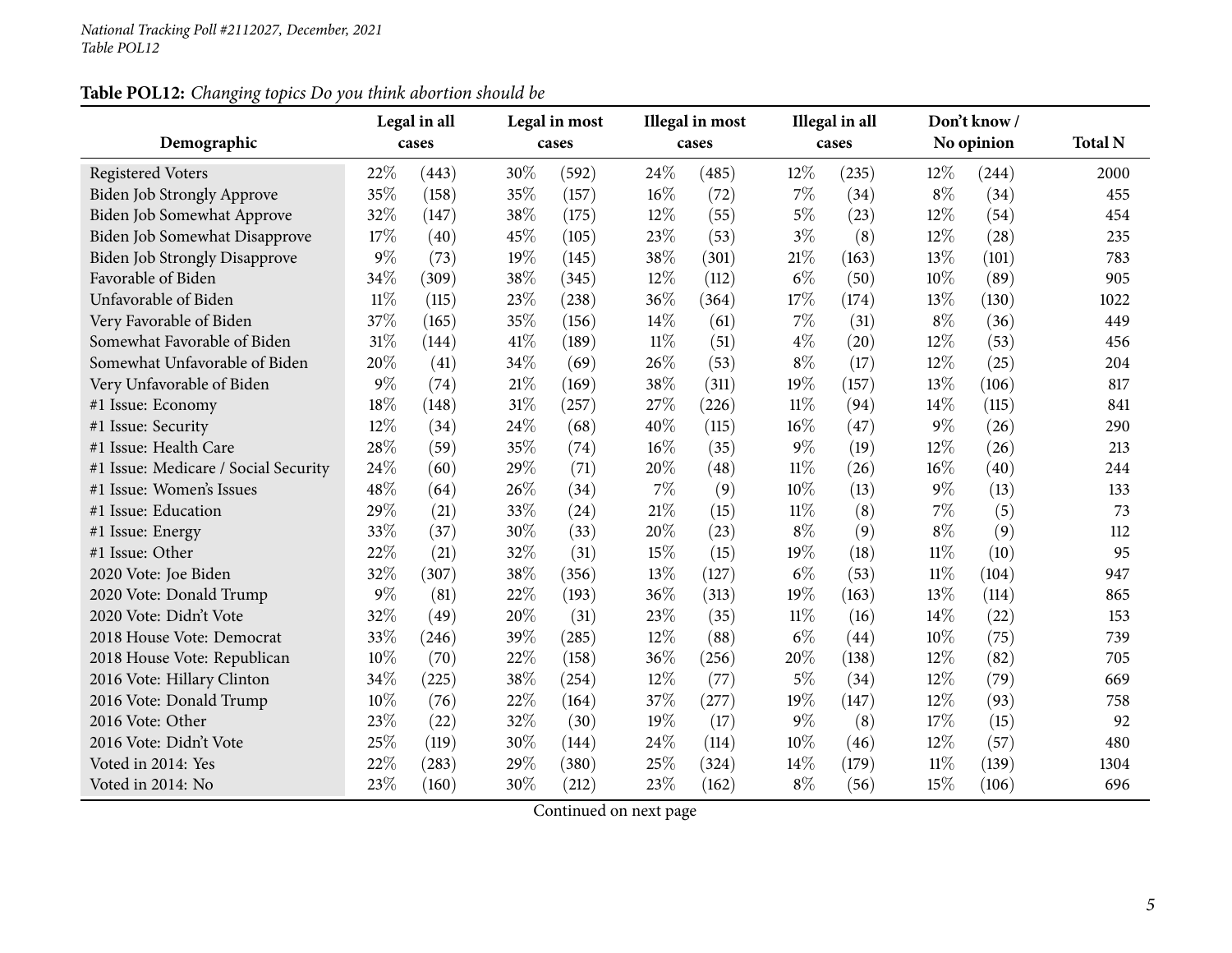*National Tracking Poll #2112027, December, 2021*
*Table POL12*

**Table POL12:** *Changing topics Do you think abortion should be*

| Demographic | Legal in all cases | | Legal in most cases | | Illegal in most cases | | Illegal in all cases | | Don't know / No opinion | | Total N |
|---|---|---|---|---|---|---|---|---|---|---|---|
| Registered Voters | 22% | (443) | 30% | (592) | 24% | (485) | 12% | (235) | 12% | (244) | 2000 |
| Biden Job Strongly Approve | 35% | (158) | 35% | (157) | 16% | (72) | 7% | (34) | 8% | (34) | 455 |
| Biden Job Somewhat Approve | 32% | (147) | 38% | (175) | 12% | (55) | 5% | (23) | 12% | (54) | 454 |
| Biden Job Somewhat Disapprove | 17% | (40) | 45% | (105) | 23% | (53) | 3% | (8) | 12% | (28) | 235 |
| Biden Job Strongly Disapprove | 9% | (73) | 19% | (145) | 38% | (301) | 21% | (163) | 13% | (101) | 783 |
| Favorable of Biden | 34% | (309) | 38% | (345) | 12% | (112) | 6% | (50) | 10% | (89) | 905 |
| Unfavorable of Biden | 11% | (115) | 23% | (238) | 36% | (364) | 17% | (174) | 13% | (130) | 1022 |
| Very Favorable of Biden | 37% | (165) | 35% | (156) | 14% | (61) | 7% | (31) | 8% | (36) | 449 |
| Somewhat Favorable of Biden | 31% | (144) | 41% | (189) | 11% | (51) | 4% | (20) | 12% | (53) | 456 |
| Somewhat Unfavorable of Biden | 20% | (41) | 34% | (69) | 26% | (53) | 8% | (17) | 12% | (25) | 204 |
| Very Unfavorable of Biden | 9% | (74) | 21% | (169) | 38% | (311) | 19% | (157) | 13% | (106) | 817 |
| #1 Issue: Economy | 18% | (148) | 31% | (257) | 27% | (226) | 11% | (94) | 14% | (115) | 841 |
| #1 Issue: Security | 12% | (34) | 24% | (68) | 40% | (115) | 16% | (47) | 9% | (26) | 290 |
| #1 Issue: Health Care | 28% | (59) | 35% | (74) | 16% | (35) | 9% | (19) | 12% | (26) | 213 |
| #1 Issue: Medicare / Social Security | 24% | (60) | 29% | (71) | 20% | (48) | 11% | (26) | 16% | (40) | 244 |
| #1 Issue: Women's Issues | 48% | (64) | 26% | (34) | 7% | (9) | 10% | (13) | 9% | (13) | 133 |
| #1 Issue: Education | 29% | (21) | 33% | (24) | 21% | (15) | 11% | (8) | 7% | (5) | 73 |
| #1 Issue: Energy | 33% | (37) | 30% | (33) | 20% | (23) | 8% | (9) | 8% | (9) | 112 |
| #1 Issue: Other | 22% | (21) | 32% | (31) | 15% | (15) | 19% | (18) | 11% | (10) | 95 |
| 2020 Vote: Joe Biden | 32% | (307) | 38% | (356) | 13% | (127) | 6% | (53) | 11% | (104) | 947 |
| 2020 Vote: Donald Trump | 9% | (81) | 22% | (193) | 36% | (313) | 19% | (163) | 13% | (114) | 865 |
| 2020 Vote: Didn't Vote | 32% | (49) | 20% | (31) | 23% | (35) | 11% | (16) | 14% | (22) | 153 |
| 2018 House Vote: Democrat | 33% | (246) | 39% | (285) | 12% | (88) | 6% | (44) | 10% | (75) | 739 |
| 2018 House Vote: Republican | 10% | (70) | 22% | (158) | 36% | (256) | 20% | (138) | 12% | (82) | 705 |
| 2016 Vote: Hillary Clinton | 34% | (225) | 38% | (254) | 12% | (77) | 5% | (34) | 12% | (79) | 669 |
| 2016 Vote: Donald Trump | 10% | (76) | 22% | (164) | 37% | (277) | 19% | (147) | 12% | (93) | 758 |
| 2016 Vote: Other | 23% | (22) | 32% | (30) | 19% | (17) | 9% | (8) | 17% | (15) | 92 |
| 2016 Vote: Didn't Vote | 25% | (119) | 30% | (144) | 24% | (114) | 10% | (46) | 12% | (57) | 480 |
| Voted in 2014: Yes | 22% | (283) | 29% | (380) | 25% | (324) | 14% | (179) | 11% | (139) | 1304 |
| Voted in 2014: No | 23% | (160) | 30% | (212) | 23% | (162) | 8% | (56) | 15% | (106) | 696 |

Continued on next page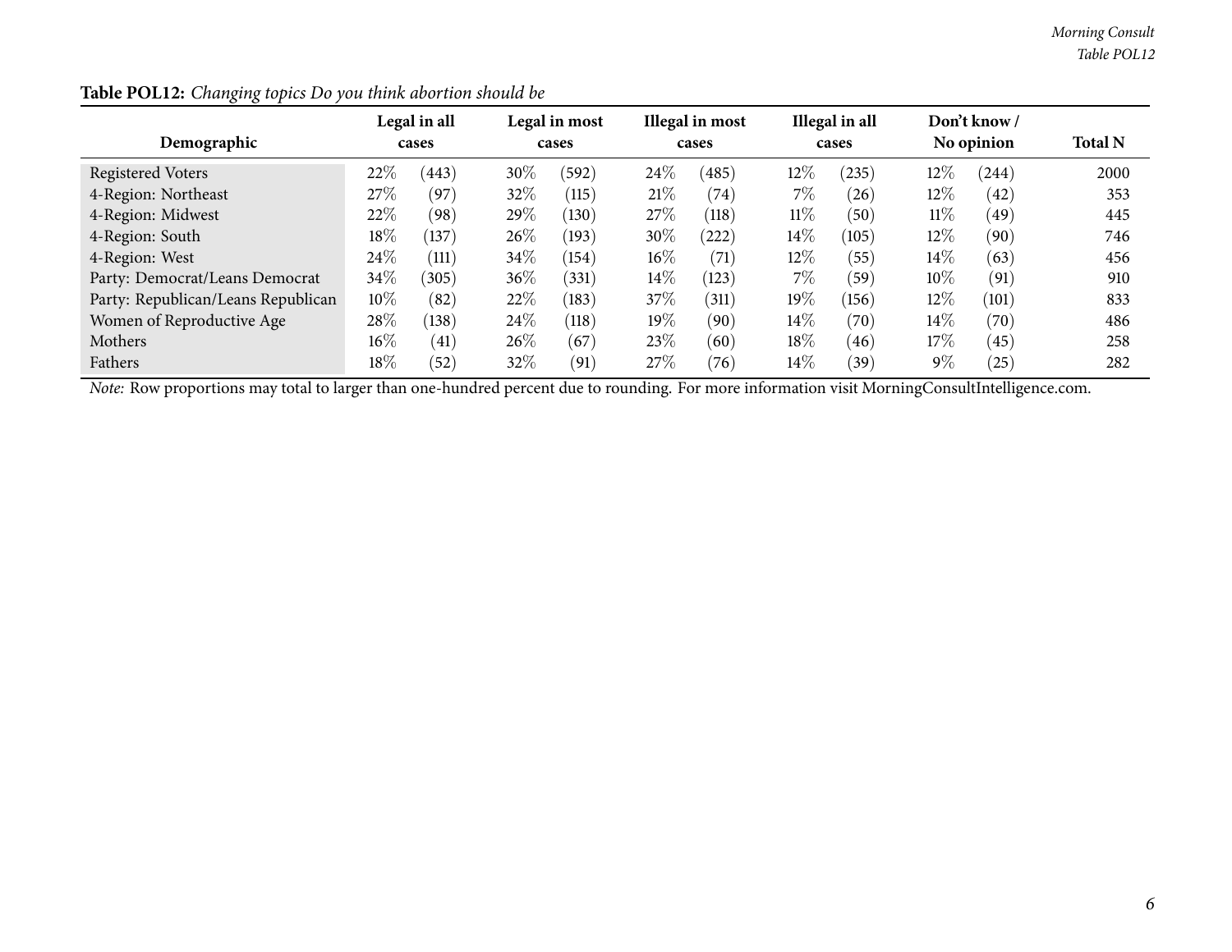**Table POL12:** *Changing topics Do you think abortion should be*

| Demographic | Legal in all cases | | Legal in most cases | | Illegal in most cases | | Illegal in all cases | | Don't know / No opinion | | Total N |
|---|---|---|---|---|---|---|---|---|---|---|---|
| Registered Voters | 22% | (443) | 30% | (592) | 24% | (485) | 12% | (235) | 12% | (244) | 2000 |
| 4-Region: Northeast | 27% | (97) | 32% | (115) | 21% | (74) | 7% | (26) | 12% | (42) | 353 |
| 4-Region: Midwest | 22% | (98) | 29% | (130) | 27% | (118) | 11% | (50) | 11% | (49) | 445 |
| 4-Region: South | 18% | (137) | 26% | (193) | 30% | (222) | 14% | (105) | 12% | (90) | 746 |
| 4-Region: West | 24% | (111) | 34% | (154) | 16% | (71) | 12% | (55) | 14% | (63) | 456 |
| Party: Democrat/Leans Democrat | 34% | (305) | 36% | (331) | 14% | (123) | 7% | (59) | 10% | (91) | 910 |
| Party: Republican/Leans Republican | 10% | (82) | 22% | (183) | 37% | (311) | 19% | (156) | 12% | (101) | 833 |
| Women of Reproductive Age | 28% | (138) | 24% | (118) | 19% | (90) | 14% | (70) | 14% | (70) | 486 |
| Mothers | 16% | (41) | 26% | (67) | 23% | (60) | 18% | (46) | 17% | (45) | 258 |
| Fathers | 18% | (52) | 32% | (91) | 27% | (76) | 14% | (39) | 9% | (25) | 282 |

*Note:* Row proportions may total to larger than one-hundred percent due to rounding. For more information visit MorningConsultIntelligence.com.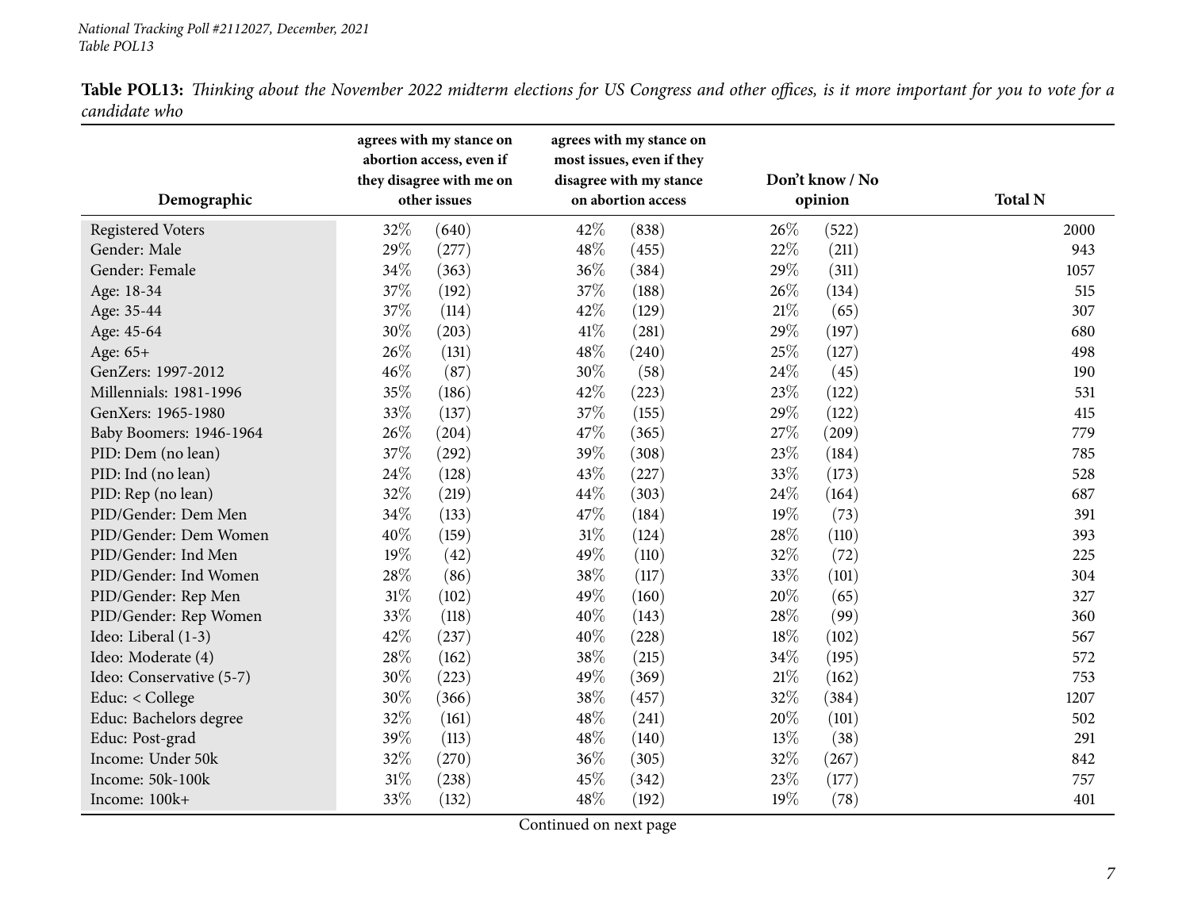*National Tracking Poll #2112027, December, 2021*
*Table POL13*

**Table POL13:** *Thinking about the November 2022 midterm elections for US Congress and other offices, is it more important for you to vote for a candidate who*

| Demographic | agrees with my stance on abortion access, even if they disagree with me on other issues | | agrees with my stance on most issues, even if they disagree with my stance on abortion access | | Don't know / No opinion | | Total N |
|---|---|---|---|---|---|---|---|
| Registered Voters | 32% | (640) | 42% | (838) | 26% | (522) | 2000 |
| Gender: Male | 29% | (277) | 48% | (455) | 22% | (211) | 943 |
| Gender: Female | 34% | (363) | 36% | (384) | 29% | (311) | 1057 |
| Age: 18-34 | 37% | (192) | 37% | (188) | 26% | (134) | 515 |
| Age: 35-44 | 37% | (114) | 42% | (129) | 21% | (65) | 307 |
| Age: 45-64 | 30% | (203) | 41% | (281) | 29% | (197) | 680 |
| Age: 65+ | 26% | (131) | 48% | (240) | 25% | (127) | 498 |
| GenZers: 1997-2012 | 46% | (87) | 30% | (58) | 24% | (45) | 190 |
| Millennials: 1981-1996 | 35% | (186) | 42% | (223) | 23% | (122) | 531 |
| GenXers: 1965-1980 | 33% | (137) | 37% | (155) | 29% | (122) | 415 |
| Baby Boomers: 1946-1964 | 26% | (204) | 47% | (365) | 27% | (209) | 779 |
| PID: Dem (no lean) | 37% | (292) | 39% | (308) | 23% | (184) | 785 |
| PID: Ind (no lean) | 24% | (128) | 43% | (227) | 33% | (173) | 528 |
| PID: Rep (no lean) | 32% | (219) | 44% | (303) | 24% | (164) | 687 |
| PID/Gender: Dem Men | 34% | (133) | 47% | (184) | 19% | (73) | 391 |
| PID/Gender: Dem Women | 40% | (159) | 31% | (124) | 28% | (110) | 393 |
| PID/Gender: Ind Men | 19% | (42) | 49% | (110) | 32% | (72) | 225 |
| PID/Gender: Ind Women | 28% | (86) | 38% | (117) | 33% | (101) | 304 |
| PID/Gender: Rep Men | 31% | (102) | 49% | (160) | 20% | (65) | 327 |
| PID/Gender: Rep Women | 33% | (118) | 40% | (143) | 28% | (99) | 360 |
| Ideo: Liberal (1-3) | 42% | (237) | 40% | (228) | 18% | (102) | 567 |
| Ideo: Moderate (4) | 28% | (162) | 38% | (215) | 34% | (195) | 572 |
| Ideo: Conservative (5-7) | 30% | (223) | 49% | (369) | 21% | (162) | 753 |
| Educ: < College | 30% | (366) | 38% | (457) | 32% | (384) | 1207 |
| Educ: Bachelors degree | 32% | (161) | 48% | (241) | 20% | (101) | 502 |
| Educ: Post-grad | 39% | (113) | 48% | (140) | 13% | (38) | 291 |
| Income: Under 50k | 32% | (270) | 36% | (305) | 32% | (267) | 842 |
| Income: 50k-100k | 31% | (238) | 45% | (342) | 23% | (177) | 757 |
| Income: 100k+ | 33% | (132) | 48% | (192) | 19% | (78) | 401 |

Continued on next page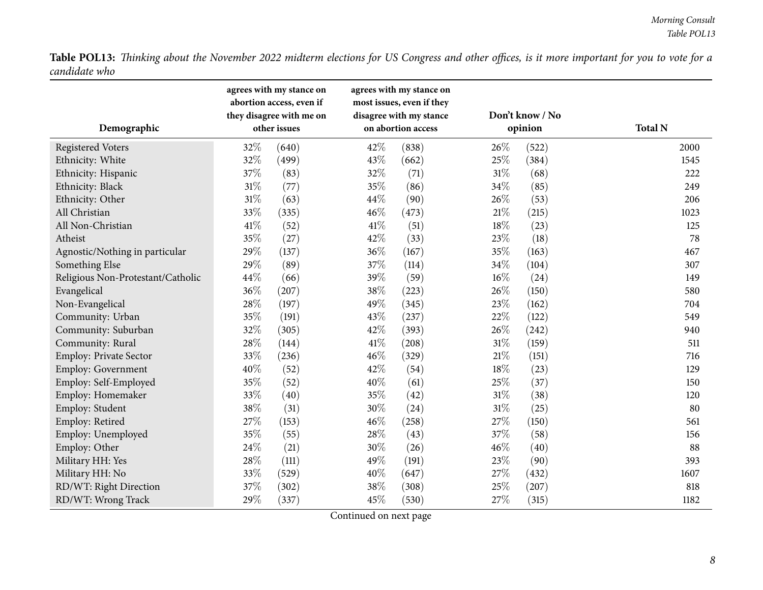**Table POL13:** *Thinking about the November 2022 midterm elections for US Congress and other offices, is it more important for you to vote for a candidate who*

| Demographic | agrees with my stance on abortion access, even if they disagree with me on other issues | | agrees with my stance on most issues, even if they disagree with my stance on abortion access | | Don't know / No opinion | | Total N |
|---|---|---|---|---|---|---|---|
| Registered Voters | 32% | (640) | 42% | (838) | 26% | (522) | 2000 |
| Ethnicity: White | 32% | (499) | 43% | (662) | 25% | (384) | 1545 |
| Ethnicity: Hispanic | 37% | (83) | 32% | (71) | 31% | (68) | 222 |
| Ethnicity: Black | 31% | (77) | 35% | (86) | 34% | (85) | 249 |
| Ethnicity: Other | 31% | (63) | 44% | (90) | 26% | (53) | 206 |
| All Christian | 33% | (335) | 46% | (473) | 21% | (215) | 1023 |
| All Non-Christian | 41% | (52) | 41% | (51) | 18% | (23) | 125 |
| Atheist | 35% | (27) | 42% | (33) | 23% | (18) | 78 |
| Agnostic/Nothing in particular | 29% | (137) | 36% | (167) | 35% | (163) | 467 |
| Something Else | 29% | (89) | 37% | (114) | 34% | (104) | 307 |
| Religious Non-Protestant/Catholic | 44% | (66) | 39% | (59) | 16% | (24) | 149 |
| Evangelical | 36% | (207) | 38% | (223) | 26% | (150) | 580 |
| Non-Evangelical | 28% | (197) | 49% | (345) | 23% | (162) | 704 |
| Community: Urban | 35% | (191) | 43% | (237) | 22% | (122) | 549 |
| Community: Suburban | 32% | (305) | 42% | (393) | 26% | (242) | 940 |
| Community: Rural | 28% | (144) | 41% | (208) | 31% | (159) | 511 |
| Employ: Private Sector | 33% | (236) | 46% | (329) | 21% | (151) | 716 |
| Employ: Government | 40% | (52) | 42% | (54) | 18% | (23) | 129 |
| Employ: Self-Employed | 35% | (52) | 40% | (61) | 25% | (37) | 150 |
| Employ: Homemaker | 33% | (40) | 35% | (42) | 31% | (38) | 120 |
| Employ: Student | 38% | (31) | 30% | (24) | 31% | (25) | 80 |
| Employ: Retired | 27% | (153) | 46% | (258) | 27% | (150) | 561 |
| Employ: Unemployed | 35% | (55) | 28% | (43) | 37% | (58) | 156 |
| Employ: Other | 24% | (21) | 30% | (26) | 46% | (40) | 88 |
| Military HH: Yes | 28% | (111) | 49% | (191) | 23% | (90) | 393 |
| Military HH: No | 33% | (529) | 40% | (647) | 27% | (432) | 1607 |
| RD/WT: Right Direction | 37% | (302) | 38% | (308) | 25% | (207) | 818 |
| RD/WT: Wrong Track | 29% | (337) | 45% | (530) | 27% | (315) | 1182 |

Continued on next page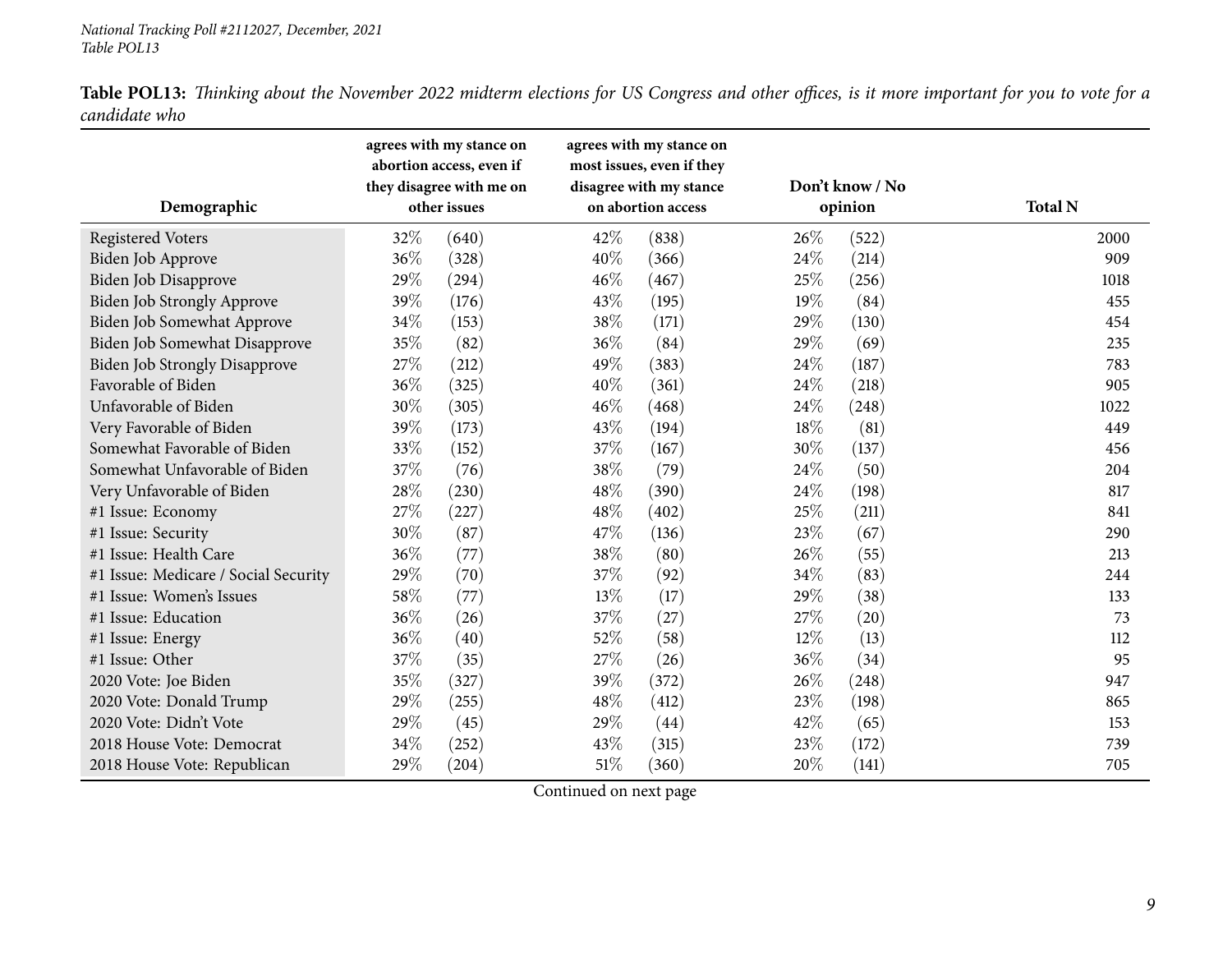*National Tracking Poll #2112027, December, 2021*
*Table POL13*

**Table POL13:** *Thinking about the November 2022 midterm elections for US Congress and other offices, is it more important for you to vote for a candidate who*

| Demographic | agrees with my stance on abortion access, even if they disagree with me on other issues | | agrees with my stance on most issues, even if they disagree with my stance on abortion access | | Don't know / No opinion | | Total N |
|---|---|---|---|---|---|---|---|
| Registered Voters | 32% | (640) | 42% | (838) | 26% | (522) | 2000 |
| Biden Job Approve | 36% | (328) | 40% | (366) | 24% | (214) | 909 |
| Biden Job Disapprove | 29% | (294) | 46% | (467) | 25% | (256) | 1018 |
| Biden Job Strongly Approve | 39% | (176) | 43% | (195) | 19% | (84) | 455 |
| Biden Job Somewhat Approve | 34% | (153) | 38% | (171) | 29% | (130) | 454 |
| Biden Job Somewhat Disapprove | 35% | (82) | 36% | (84) | 29% | (69) | 235 |
| Biden Job Strongly Disapprove | 27% | (212) | 49% | (383) | 24% | (187) | 783 |
| Favorable of Biden | 36% | (325) | 40% | (361) | 24% | (218) | 905 |
| Unfavorable of Biden | 30% | (305) | 46% | (468) | 24% | (248) | 1022 |
| Very Favorable of Biden | 39% | (173) | 43% | (194) | 18% | (81) | 449 |
| Somewhat Favorable of Biden | 33% | (152) | 37% | (167) | 30% | (137) | 456 |
| Somewhat Unfavorable of Biden | 37% | (76) | 38% | (79) | 24% | (50) | 204 |
| Very Unfavorable of Biden | 28% | (230) | 48% | (390) | 24% | (198) | 817 |
| #1 Issue: Economy | 27% | (227) | 48% | (402) | 25% | (211) | 841 |
| #1 Issue: Security | 30% | (87) | 47% | (136) | 23% | (67) | 290 |
| #1 Issue: Health Care | 36% | (77) | 38% | (80) | 26% | (55) | 213 |
| #1 Issue: Medicare / Social Security | 29% | (70) | 37% | (92) | 34% | (83) | 244 |
| #1 Issue: Women's Issues | 58% | (77) | 13% | (17) | 29% | (38) | 133 |
| #1 Issue: Education | 36% | (26) | 37% | (27) | 27% | (20) | 73 |
| #1 Issue: Energy | 36% | (40) | 52% | (58) | 12% | (13) | 112 |
| #1 Issue: Other | 37% | (35) | 27% | (26) | 36% | (34) | 95 |
| 2020 Vote: Joe Biden | 35% | (327) | 39% | (372) | 26% | (248) | 947 |
| 2020 Vote: Donald Trump | 29% | (255) | 48% | (412) | 23% | (198) | 865 |
| 2020 Vote: Didn't Vote | 29% | (45) | 29% | (44) | 42% | (65) | 153 |
| 2018 House Vote: Democrat | 34% | (252) | 43% | (315) | 23% | (172) | 739 |
| 2018 House Vote: Republican | 29% | (204) | 51% | (360) | 20% | (141) | 705 |

Continued on next page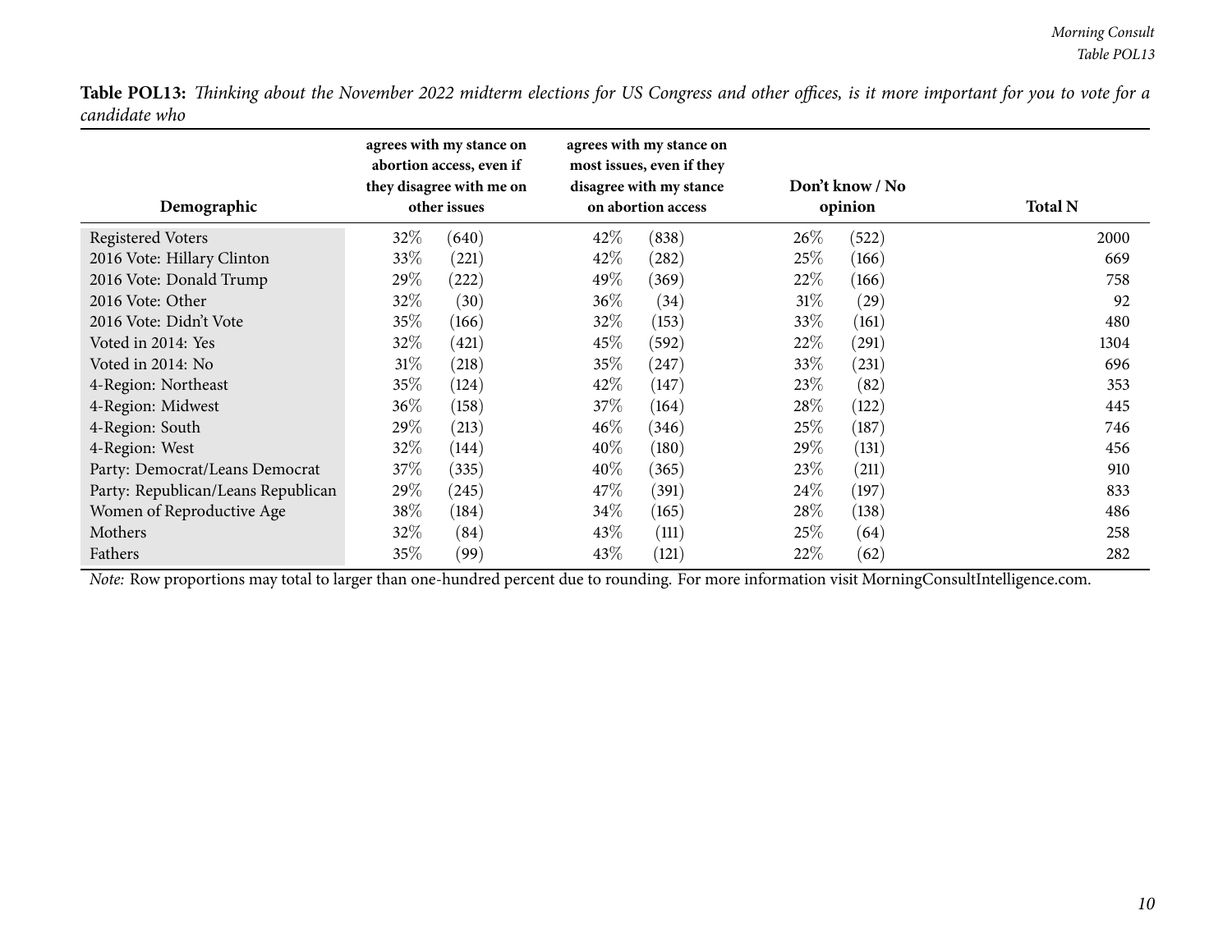**Table POL13:** *Thinking about the November 2022 midterm elections for US Congress and other offices, is it more important for you to vote for a candidate who*

| Demographic | agrees with my stance on abortion access, even if they disagree with me on other issues | | agrees with my stance on most issues, even if they disagree with my stance on abortion access | | Don't know / No opinion | | Total N |
|---|---|---|---|---|---|---|---|
| Registered Voters | 32% | (640) | 42% | (838) | 26% | (522) | 2000 |
| 2016 Vote: Hillary Clinton | 33% | (221) | 42% | (282) | 25% | (166) | 669 |
| 2016 Vote: Donald Trump | 29% | (222) | 49% | (369) | 22% | (166) | 758 |
| 2016 Vote: Other | 32% | (30) | 36% | (34) | 31% | (29) | 92 |
| 2016 Vote: Didn't Vote | 35% | (166) | 32% | (153) | 33% | (161) | 480 |
| Voted in 2014: Yes | 32% | (421) | 45% | (592) | 22% | (291) | 1304 |
| Voted in 2014: No | 31% | (218) | 35% | (247) | 33% | (231) | 696 |
| 4-Region: Northeast | 35% | (124) | 42% | (147) | 23% | (82) | 353 |
| 4-Region: Midwest | 36% | (158) | 37% | (164) | 28% | (122) | 445 |
| 4-Region: South | 29% | (213) | 46% | (346) | 25% | (187) | 746 |
| 4-Region: West | 32% | (144) | 40% | (180) | 29% | (131) | 456 |
| Party: Democrat/Leans Democrat | 37% | (335) | 40% | (365) | 23% | (211) | 910 |
| Party: Republican/Leans Republican | 29% | (245) | 47% | (391) | 24% | (197) | 833 |
| Women of Reproductive Age | 38% | (184) | 34% | (165) | 28% | (138) | 486 |
| Mothers | 32% | (84) | 43% | (111) | 25% | (64) | 258 |
| Fathers | 35% | (99) | 43% | (121) | 22% | (62) | 282 |

*Note:* Row proportions may total to larger than one-hundred percent due to rounding. For more information visit MorningConsultIntelligence.com.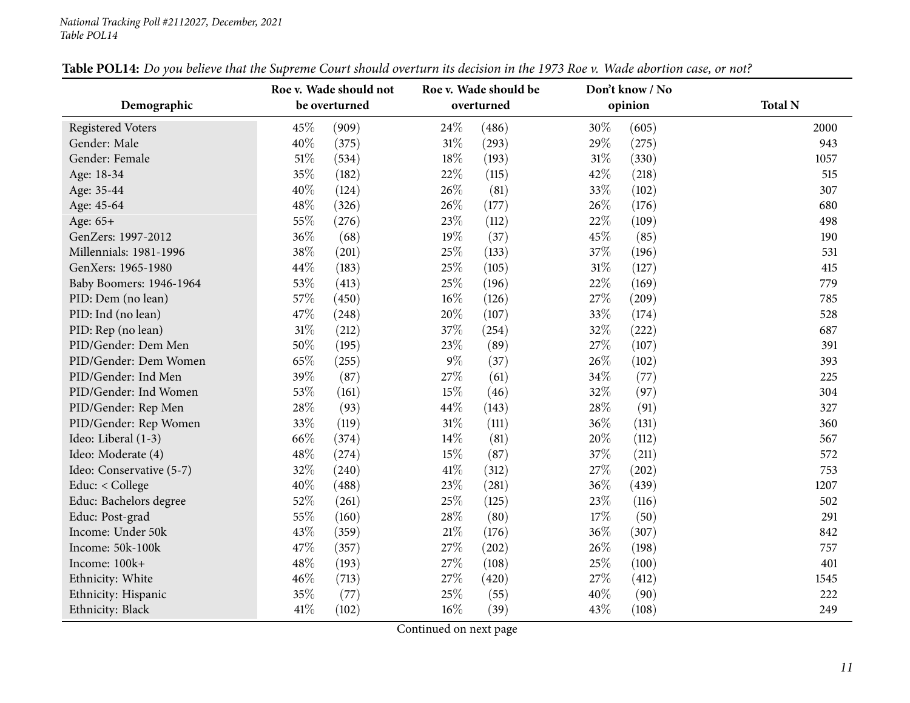**Table POL14:** *Do you believe that the Supreme Court should overturn its decision in the 1973 Roe v. Wade abortion case, or not?*

| Demographic | Roe v. Wade should not be overturned | | Roe v. Wade should be overturned | | Don't know / No opinion | | Total N |
|---|---|---|---|---|---|---|---|
| Registered Voters | 45% | (909) | 24% | (486) | 30% | (605) | 2000 |
| Gender: Male | 40% | (375) | 31% | (293) | 29% | (275) | 943 |
| Gender: Female | 51% | (534) | 18% | (193) | 31% | (330) | 1057 |
| Age: 18-34 | 35% | (182) | 22% | (115) | 42% | (218) | 515 |
| Age: 35-44 | 40% | (124) | 26% | (81) | 33% | (102) | 307 |
| Age: 45-64 | 48% | (326) | 26% | (177) | 26% | (176) | 680 |
| Age: 65+ | 55% | (276) | 23% | (112) | 22% | (109) | 498 |
| GenZers: 1997-2012 | 36% | (68) | 19% | (37) | 45% | (85) | 190 |
| Millennials: 1981-1996 | 38% | (201) | 25% | (133) | 37% | (196) | 531 |
| GenXers: 1965-1980 | 44% | (183) | 25% | (105) | 31% | (127) | 415 |
| Baby Boomers: 1946-1964 | 53% | (413) | 25% | (196) | 22% | (169) | 779 |
| PID: Dem (no lean) | 57% | (450) | 16% | (126) | 27% | (209) | 785 |
| PID: Ind (no lean) | 47% | (248) | 20% | (107) | 33% | (174) | 528 |
| PID: Rep (no lean) | 31% | (212) | 37% | (254) | 32% | (222) | 687 |
| PID/Gender: Dem Men | 50% | (195) | 23% | (89) | 27% | (107) | 391 |
| PID/Gender: Dem Women | 65% | (255) | 9% | (37) | 26% | (102) | 393 |
| PID/Gender: Ind Men | 39% | (87) | 27% | (61) | 34% | (77) | 225 |
| PID/Gender: Ind Women | 53% | (161) | 15% | (46) | 32% | (97) | 304 |
| PID/Gender: Rep Men | 28% | (93) | 44% | (143) | 28% | (91) | 327 |
| PID/Gender: Rep Women | 33% | (119) | 31% | (111) | 36% | (131) | 360 |
| Ideo: Liberal (1-3) | 66% | (374) | 14% | (81) | 20% | (112) | 567 |
| Ideo: Moderate (4) | 48% | (274) | 15% | (87) | 37% | (211) | 572 |
| Ideo: Conservative (5-7) | 32% | (240) | 41% | (312) | 27% | (202) | 753 |
| Educ: < College | 40% | (488) | 23% | (281) | 36% | (439) | 1207 |
| Educ: Bachelors degree | 52% | (261) | 25% | (125) | 23% | (116) | 502 |
| Educ: Post-grad | 55% | (160) | 28% | (80) | 17% | (50) | 291 |
| Income: Under 50k | 43% | (359) | 21% | (176) | 36% | (307) | 842 |
| Income: 50k-100k | 47% | (357) | 27% | (202) | 26% | (198) | 757 |
| Income: 100k+ | 48% | (193) | 27% | (108) | 25% | (100) | 401 |
| Ethnicity: White | 46% | (713) | 27% | (420) | 27% | (412) | 1545 |
| Ethnicity: Hispanic | 35% | (77) | 25% | (55) | 40% | (90) | 222 |
| Ethnicity: Black | 41% | (102) | 16% | (39) | 43% | (108) | 249 |

Continued on next page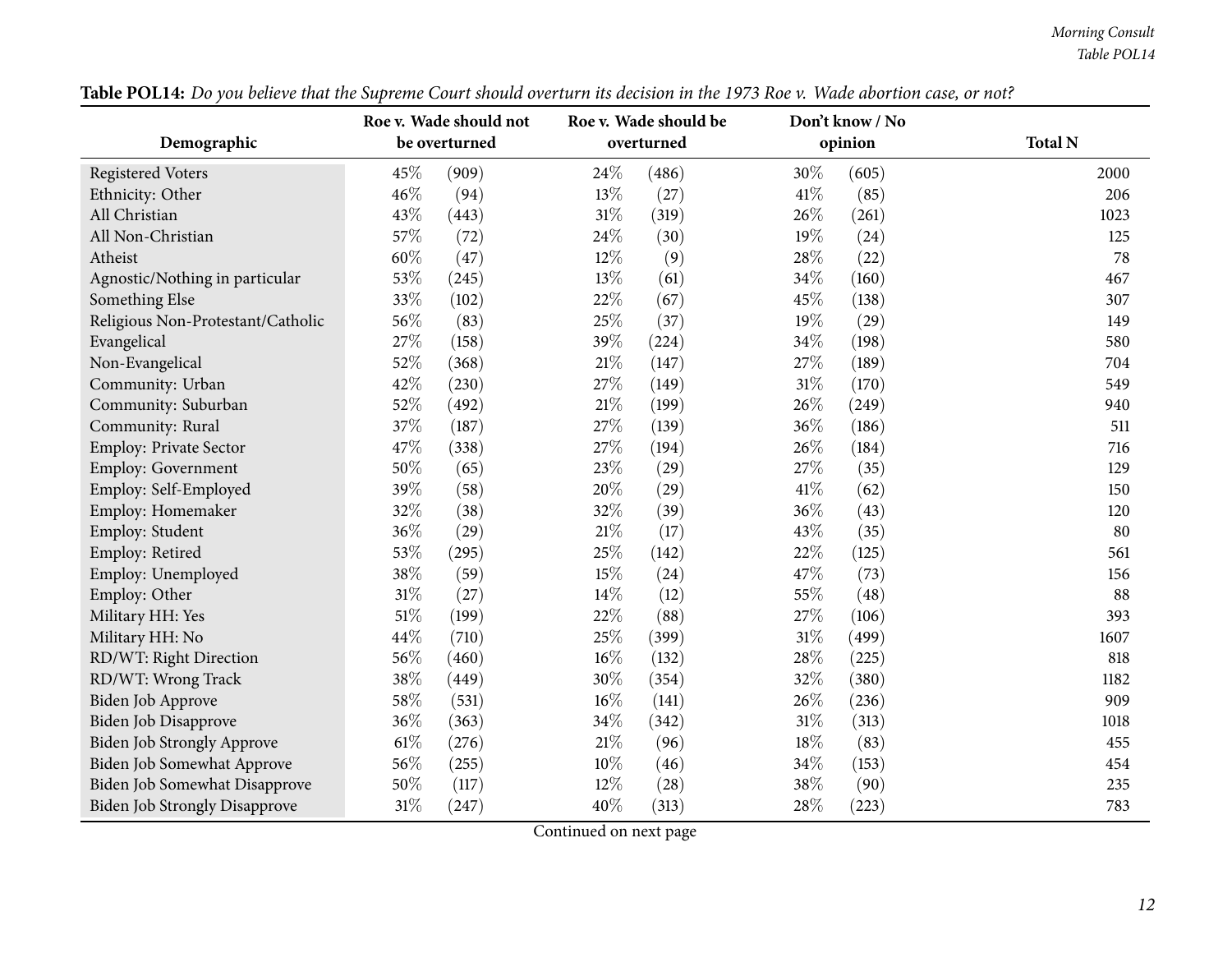**Table POL14:** *Do you believe that the Supreme Court should overturn its decision in the 1973 Roe v. Wade abortion case, or not?*

| Demographic | Roe v. Wade should not be overturned | | Roe v. Wade should be overturned | | Don't know / No opinion | | Total N |
|---|---|---|---|---|---|---|---|
| Registered Voters | 45% | (909) | 24% | (486) | 30% | (605) | 2000 |
| Ethnicity: Other | 46% | (94) | 13% | (27) | 41% | (85) | 206 |
| All Christian | 43% | (443) | 31% | (319) | 26% | (261) | 1023 |
| All Non-Christian | 57% | (72) | 24% | (30) | 19% | (24) | 125 |
| Atheist | 60% | (47) | 12% | (9) | 28% | (22) | 78 |
| Agnostic/Nothing in particular | 53% | (245) | 13% | (61) | 34% | (160) | 467 |
| Something Else | 33% | (102) | 22% | (67) | 45% | (138) | 307 |
| Religious Non-Protestant/Catholic | 56% | (83) | 25% | (37) | 19% | (29) | 149 |
| Evangelical | 27% | (158) | 39% | (224) | 34% | (198) | 580 |
| Non-Evangelical | 52% | (368) | 21% | (147) | 27% | (189) | 704 |
| Community: Urban | 42% | (230) | 27% | (149) | 31% | (170) | 549 |
| Community: Suburban | 52% | (492) | 21% | (199) | 26% | (249) | 940 |
| Community: Rural | 37% | (187) | 27% | (139) | 36% | (186) | 511 |
| Employ: Private Sector | 47% | (338) | 27% | (194) | 26% | (184) | 716 |
| Employ: Government | 50% | (65) | 23% | (29) | 27% | (35) | 129 |
| Employ: Self-Employed | 39% | (58) | 20% | (29) | 41% | (62) | 150 |
| Employ: Homemaker | 32% | (38) | 32% | (39) | 36% | (43) | 120 |
| Employ: Student | 36% | (29) | 21% | (17) | 43% | (35) | 80 |
| Employ: Retired | 53% | (295) | 25% | (142) | 22% | (125) | 561 |
| Employ: Unemployed | 38% | (59) | 15% | (24) | 47% | (73) | 156 |
| Employ: Other | 31% | (27) | 14% | (12) | 55% | (48) | 88 |
| Military HH: Yes | 51% | (199) | 22% | (88) | 27% | (106) | 393 |
| Military HH: No | 44% | (710) | 25% | (399) | 31% | (499) | 1607 |
| RD/WT: Right Direction | 56% | (460) | 16% | (132) | 28% | (225) | 818 |
| RD/WT: Wrong Track | 38% | (449) | 30% | (354) | 32% | (380) | 1182 |
| Biden Job Approve | 58% | (531) | 16% | (141) | 26% | (236) | 909 |
| Biden Job Disapprove | 36% | (363) | 34% | (342) | 31% | (313) | 1018 |
| Biden Job Strongly Approve | 61% | (276) | 21% | (96) | 18% | (83) | 455 |
| Biden Job Somewhat Approve | 56% | (255) | 10% | (46) | 34% | (153) | 454 |
| Biden Job Somewhat Disapprove | 50% | (117) | 12% | (28) | 38% | (90) | 235 |
| Biden Job Strongly Disapprove | 31% | (247) | 40% | (313) | 28% | (223) | 783 |

Continued on next page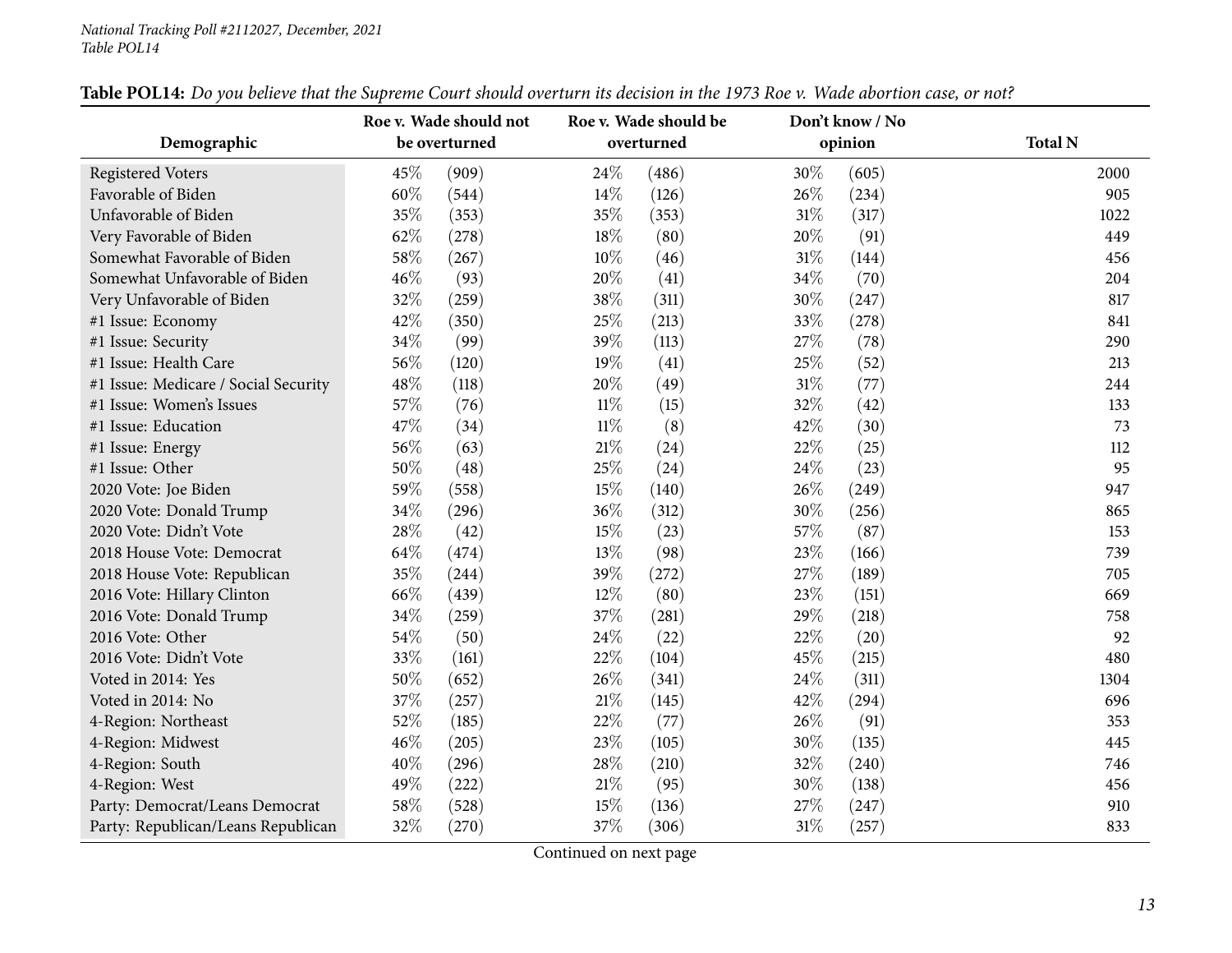**Table POL14:** *Do you believe that the Supreme Court should overturn its decision in the 1973 Roe v. Wade abortion case, or not?*

| Demographic | Roe v. Wade should not be overturned | | Roe v. Wade should be overturned | | Don't know / No opinion | | Total N |
|---|---|---|---|---|---|---|---|
| Registered Voters | 45% | (909) | 24% | (486) | 30% | (605) | 2000 |
| Favorable of Biden | 60% | (544) | 14% | (126) | 26% | (234) | 905 |
| Unfavorable of Biden | 35% | (353) | 35% | (353) | 31% | (317) | 1022 |
| Very Favorable of Biden | 62% | (278) | 18% | (80) | 20% | (91) | 449 |
| Somewhat Favorable of Biden | 58% | (267) | 10% | (46) | 31% | (144) | 456 |
| Somewhat Unfavorable of Biden | 46% | (93) | 20% | (41) | 34% | (70) | 204 |
| Very Unfavorable of Biden | 32% | (259) | 38% | (311) | 30% | (247) | 817 |
| #1 Issue: Economy | 42% | (350) | 25% | (213) | 33% | (278) | 841 |
| #1 Issue: Security | 34% | (99) | 39% | (113) | 27% | (78) | 290 |
| #1 Issue: Health Care | 56% | (120) | 19% | (41) | 25% | (52) | 213 |
| #1 Issue: Medicare / Social Security | 48% | (118) | 20% | (49) | 31% | (77) | 244 |
| #1 Issue: Women's Issues | 57% | (76) | 11% | (15) | 32% | (42) | 133 |
| #1 Issue: Education | 47% | (34) | 11% | (8) | 42% | (30) | 73 |
| #1 Issue: Energy | 56% | (63) | 21% | (24) | 22% | (25) | 112 |
| #1 Issue: Other | 50% | (48) | 25% | (24) | 24% | (23) | 95 |
| 2020 Vote: Joe Biden | 59% | (558) | 15% | (140) | 26% | (249) | 947 |
| 2020 Vote: Donald Trump | 34% | (296) | 36% | (312) | 30% | (256) | 865 |
| 2020 Vote: Didn't Vote | 28% | (42) | 15% | (23) | 57% | (87) | 153 |
| 2018 House Vote: Democrat | 64% | (474) | 13% | (98) | 23% | (166) | 739 |
| 2018 House Vote: Republican | 35% | (244) | 39% | (272) | 27% | (189) | 705 |
| 2016 Vote: Hillary Clinton | 66% | (439) | 12% | (80) | 23% | (151) | 669 |
| 2016 Vote: Donald Trump | 34% | (259) | 37% | (281) | 29% | (218) | 758 |
| 2016 Vote: Other | 54% | (50) | 24% | (22) | 22% | (20) | 92 |
| 2016 Vote: Didn't Vote | 33% | (161) | 22% | (104) | 45% | (215) | 480 |
| Voted in 2014: Yes | 50% | (652) | 26% | (341) | 24% | (311) | 1304 |
| Voted in 2014: No | 37% | (257) | 21% | (145) | 42% | (294) | 696 |
| 4-Region: Northeast | 52% | (185) | 22% | (77) | 26% | (91) | 353 |
| 4-Region: Midwest | 46% | (205) | 23% | (105) | 30% | (135) | 445 |
| 4-Region: South | 40% | (296) | 28% | (210) | 32% | (240) | 746 |
| 4-Region: West | 49% | (222) | 21% | (95) | 30% | (138) | 456 |
| Party: Democrat/Leans Democrat | 58% | (528) | 15% | (136) | 27% | (247) | 910 |
| Party: Republican/Leans Republican | 32% | (270) | 37% | (306) | 31% | (257) | 833 |

Continued on next page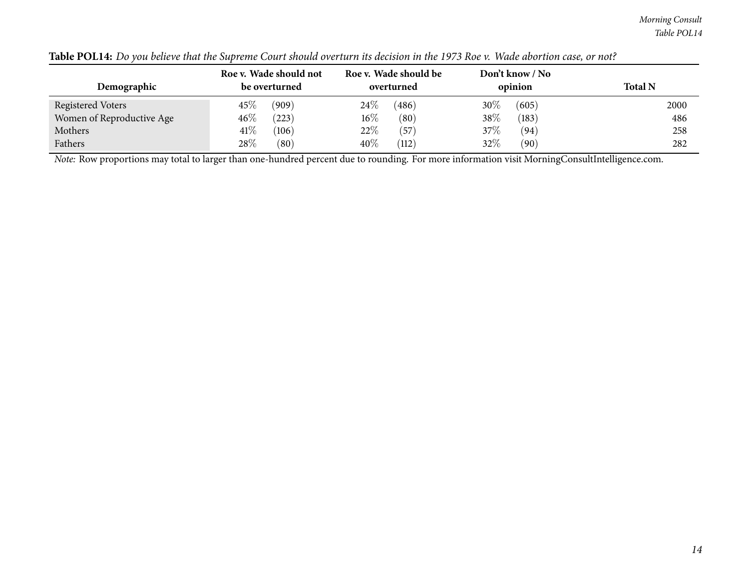**Table POL14:** *Do you believe that the Supreme Court should overturn its decision in the 1973 Roe v. Wade abortion case, or not?*

| Demographic | Roe v. Wade should not be overturned | | Roe v. Wade should be overturned | | Don't know / No opinion | | Total N |
|---|---|---|---|---|---|---|---|
| Registered Voters | 45% | (909) | 24% | (486) | 30% | (605) | 2000 |
| Women of Reproductive Age | 46% | (223) | 16% | (80) | 38% | (183) | 486 |
| Mothers | 41% | (106) | 22% | (57) | 37% | (94) | 258 |
| Fathers | 28% | (80) | 40% | (112) | 32% | (90) | 282 |

*Note:* Row proportions may total to larger than one-hundred percent due to rounding. For more information visit MorningConsultIntelligence.com.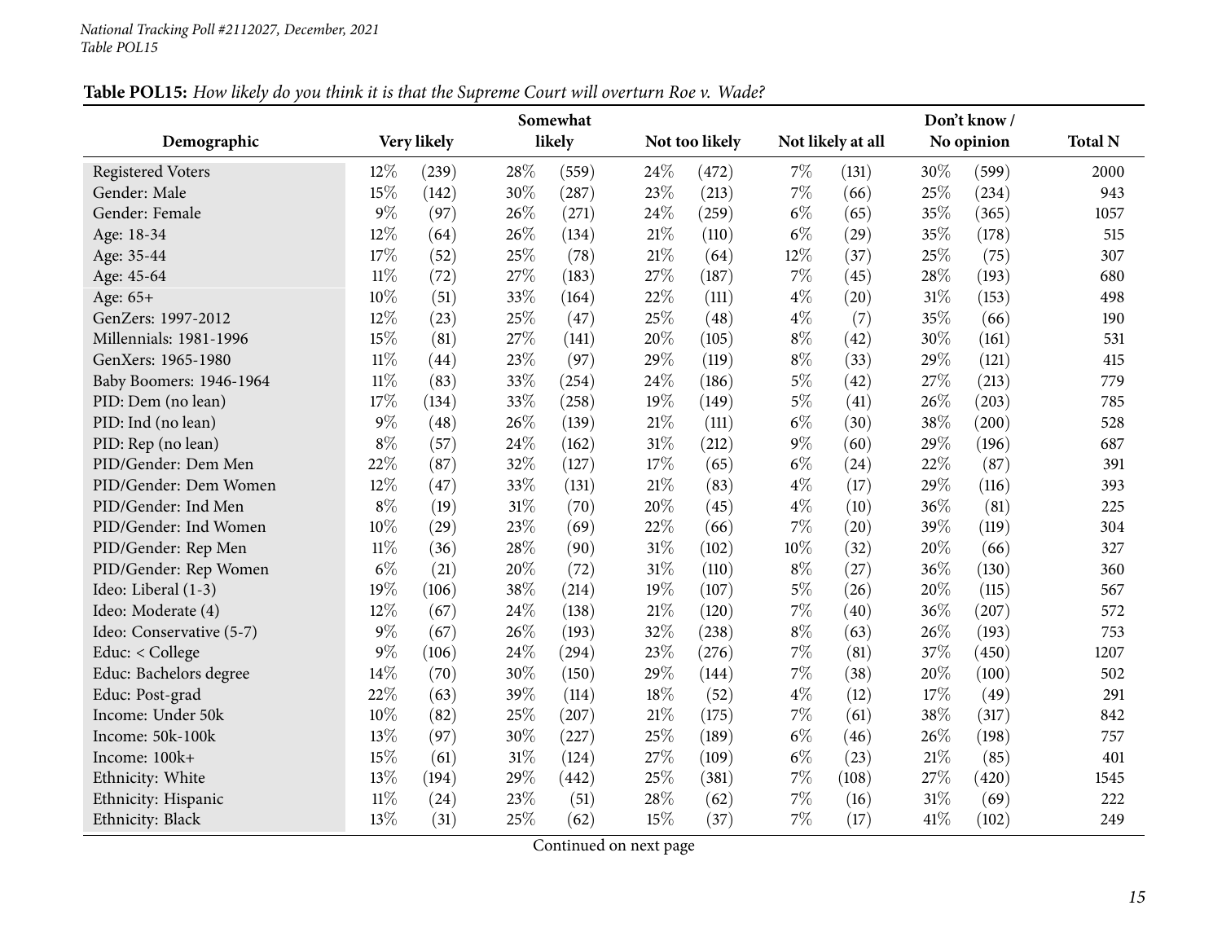*National Tracking Poll #2112027, December, 2021*
*Table POL15*

**Table POL15:** *How likely do you think it is that the Supreme Court will overturn Roe v. Wade?*

| Demographic | Very likely | | Somewhat likely | | Not too likely | | Not likely at all | | Don't know / No opinion | | Total N |
|---|---|---|---|---|---|---|---|---|---|---|---|
| Registered Voters | 12% | (239) | 28% | (559) | 24% | (472) | 7% | (131) | 30% | (599) | 2000 |
| Gender: Male | 15% | (142) | 30% | (287) | 23% | (213) | 7% | (66) | 25% | (234) | 943 |
| Gender: Female | 9% | (97) | 26% | (271) | 24% | (259) | 6% | (65) | 35% | (365) | 1057 |
| Age: 18-34 | 12% | (64) | 26% | (134) | 21% | (110) | 6% | (29) | 35% | (178) | 515 |
| Age: 35-44 | 17% | (52) | 25% | (78) | 21% | (64) | 12% | (37) | 25% | (75) | 307 |
| Age: 45-64 | 11% | (72) | 27% | (183) | 27% | (187) | 7% | (45) | 28% | (193) | 680 |
| Age: 65+ | 10% | (51) | 33% | (164) | 22% | (111) | 4% | (20) | 31% | (153) | 498 |
| GenZers: 1997-2012 | 12% | (23) | 25% | (47) | 25% | (48) | 4% | (7) | 35% | (66) | 190 |
| Millennials: 1981-1996 | 15% | (81) | 27% | (141) | 20% | (105) | 8% | (42) | 30% | (161) | 531 |
| GenXers: 1965-1980 | 11% | (44) | 23% | (97) | 29% | (119) | 8% | (33) | 29% | (121) | 415 |
| Baby Boomers: 1946-1964 | 11% | (83) | 33% | (254) | 24% | (186) | 5% | (42) | 27% | (213) | 779 |
| PID: Dem (no lean) | 17% | (134) | 33% | (258) | 19% | (149) | 5% | (41) | 26% | (203) | 785 |
| PID: Ind (no lean) | 9% | (48) | 26% | (139) | 21% | (111) | 6% | (30) | 38% | (200) | 528 |
| PID: Rep (no lean) | 8% | (57) | 24% | (162) | 31% | (212) | 9% | (60) | 29% | (196) | 687 |
| PID/Gender: Dem Men | 22% | (87) | 32% | (127) | 17% | (65) | 6% | (24) | 22% | (87) | 391 |
| PID/Gender: Dem Women | 12% | (47) | 33% | (131) | 21% | (83) | 4% | (17) | 29% | (116) | 393 |
| PID/Gender: Ind Men | 8% | (19) | 31% | (70) | 20% | (45) | 4% | (10) | 36% | (81) | 225 |
| PID/Gender: Ind Women | 10% | (29) | 23% | (69) | 22% | (66) | 7% | (20) | 39% | (119) | 304 |
| PID/Gender: Rep Men | 11% | (36) | 28% | (90) | 31% | (102) | 10% | (32) | 20% | (66) | 327 |
| PID/Gender: Rep Women | 6% | (21) | 20% | (72) | 31% | (110) | 8% | (27) | 36% | (130) | 360 |
| Ideo: Liberal (1-3) | 19% | (106) | 38% | (214) | 19% | (107) | 5% | (26) | 20% | (115) | 567 |
| Ideo: Moderate (4) | 12% | (67) | 24% | (138) | 21% | (120) | 7% | (40) | 36% | (207) | 572 |
| Ideo: Conservative (5-7) | 9% | (67) | 26% | (193) | 32% | (238) | 8% | (63) | 26% | (193) | 753 |
| Educ: < College | 9% | (106) | 24% | (294) | 23% | (276) | 7% | (81) | 37% | (450) | 1207 |
| Educ: Bachelors degree | 14% | (70) | 30% | (150) | 29% | (144) | 7% | (38) | 20% | (100) | 502 |
| Educ: Post-grad | 22% | (63) | 39% | (114) | 18% | (52) | 4% | (12) | 17% | (49) | 291 |
| Income: Under 50k | 10% | (82) | 25% | (207) | 21% | (175) | 7% | (61) | 38% | (317) | 842 |
| Income: 50k-100k | 13% | (97) | 30% | (227) | 25% | (189) | 6% | (46) | 26% | (198) | 757 |
| Income: 100k+ | 15% | (61) | 31% | (124) | 27% | (109) | 6% | (23) | 21% | (85) | 401 |
| Ethnicity: White | 13% | (194) | 29% | (442) | 25% | (381) | 7% | (108) | 27% | (420) | 1545 |
| Ethnicity: Hispanic | 11% | (24) | 23% | (51) | 28% | (62) | 7% | (16) | 31% | (69) | 222 |
| Ethnicity: Black | 13% | (31) | 25% | (62) | 15% | (37) | 7% | (17) | 41% | (102) | 249 |

Continued on next page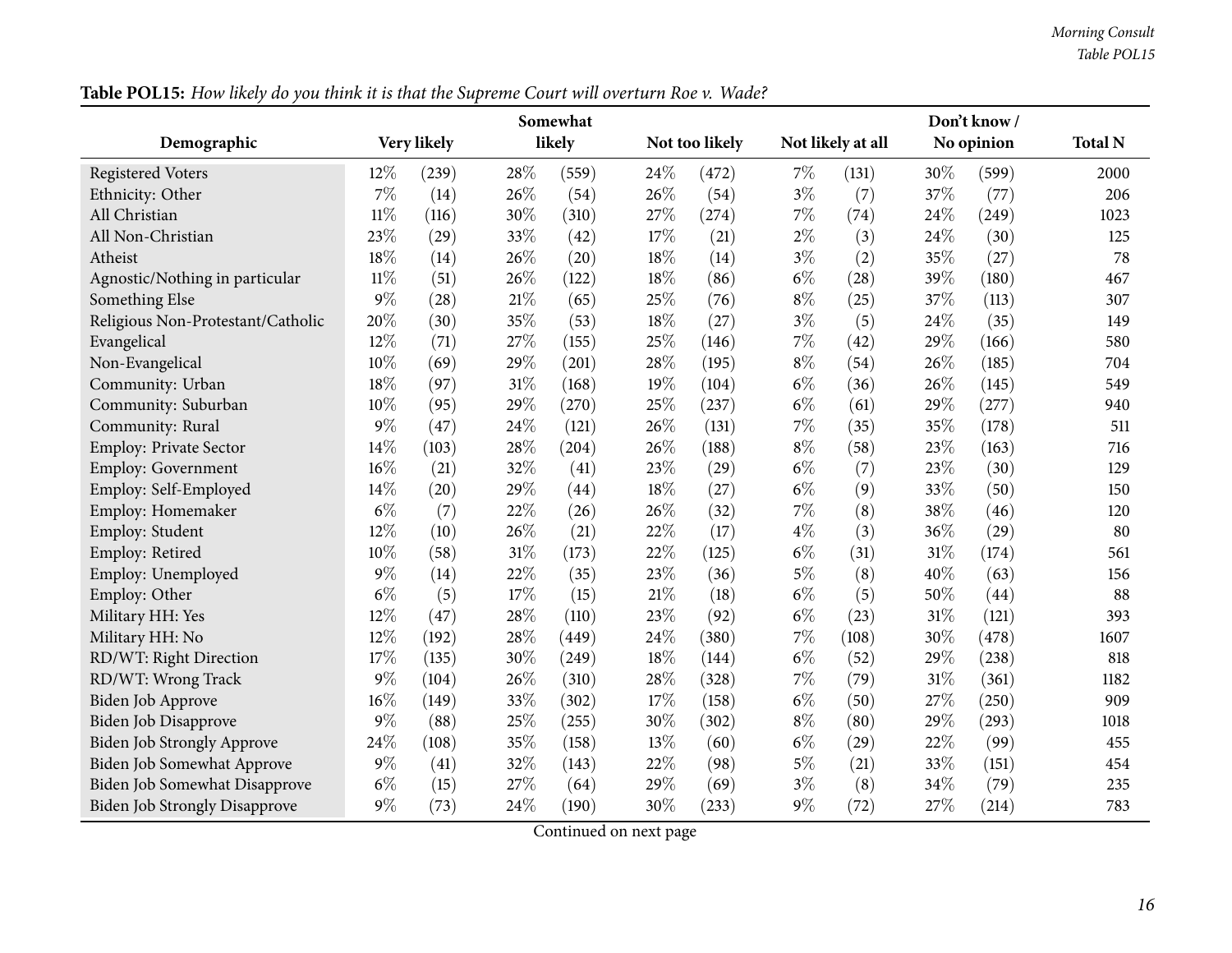**Table POL15:** *How likely do you think it is that the Supreme Court will overturn Roe v. Wade?*

| Demographic | Very likely | | Somewhat likely | | Not too likely | | Not likely at all | | Don't know / No opinion | | Total N |
|---|---|---|---|---|---|---|---|---|---|---|---|
| Registered Voters | 12% | (239) | 28% | (559) | 24% | (472) | 7% | (131) | 30% | (599) | 2000 |
| Ethnicity: Other | 7% | (14) | 26% | (54) | 26% | (54) | 3% | (7) | 37% | (77) | 206 |
| All Christian | 11% | (116) | 30% | (310) | 27% | (274) | 7% | (74) | 24% | (249) | 1023 |
| All Non-Christian | 23% | (29) | 33% | (42) | 17% | (21) | 2% | (3) | 24% | (30) | 125 |
| Atheist | 18% | (14) | 26% | (20) | 18% | (14) | 3% | (2) | 35% | (27) | 78 |
| Agnostic/Nothing in particular | 11% | (51) | 26% | (122) | 18% | (86) | 6% | (28) | 39% | (180) | 467 |
| Something Else | 9% | (28) | 21% | (65) | 25% | (76) | 8% | (25) | 37% | (113) | 307 |
| Religious Non-Protestant/Catholic | 20% | (30) | 35% | (53) | 18% | (27) | 3% | (5) | 24% | (35) | 149 |
| Evangelical | 12% | (71) | 27% | (155) | 25% | (146) | 7% | (42) | 29% | (166) | 580 |
| Non-Evangelical | 10% | (69) | 29% | (201) | 28% | (195) | 8% | (54) | 26% | (185) | 704 |
| Community: Urban | 18% | (97) | 31% | (168) | 19% | (104) | 6% | (36) | 26% | (145) | 549 |
| Community: Suburban | 10% | (95) | 29% | (270) | 25% | (237) | 6% | (61) | 29% | (277) | 940 |
| Community: Rural | 9% | (47) | 24% | (121) | 26% | (131) | 7% | (35) | 35% | (178) | 511 |
| Employ: Private Sector | 14% | (103) | 28% | (204) | 26% | (188) | 8% | (58) | 23% | (163) | 716 |
| Employ: Government | 16% | (21) | 32% | (41) | 23% | (29) | 6% | (7) | 23% | (30) | 129 |
| Employ: Self-Employed | 14% | (20) | 29% | (44) | 18% | (27) | 6% | (9) | 33% | (50) | 150 |
| Employ: Homemaker | 6% | (7) | 22% | (26) | 26% | (32) | 7% | (8) | 38% | (46) | 120 |
| Employ: Student | 12% | (10) | 26% | (21) | 22% | (17) | 4% | (3) | 36% | (29) | 80 |
| Employ: Retired | 10% | (58) | 31% | (173) | 22% | (125) | 6% | (31) | 31% | (174) | 561 |
| Employ: Unemployed | 9% | (14) | 22% | (35) | 23% | (36) | 5% | (8) | 40% | (63) | 156 |
| Employ: Other | 6% | (5) | 17% | (15) | 21% | (18) | 6% | (5) | 50% | (44) | 88 |
| Military HH: Yes | 12% | (47) | 28% | (110) | 23% | (92) | 6% | (23) | 31% | (121) | 393 |
| Military HH: No | 12% | (192) | 28% | (449) | 24% | (380) | 7% | (108) | 30% | (478) | 1607 |
| RD/WT: Right Direction | 17% | (135) | 30% | (249) | 18% | (144) | 6% | (52) | 29% | (238) | 818 |
| RD/WT: Wrong Track | 9% | (104) | 26% | (310) | 28% | (328) | 7% | (79) | 31% | (361) | 1182 |
| Biden Job Approve | 16% | (149) | 33% | (302) | 17% | (158) | 6% | (50) | 27% | (250) | 909 |
| Biden Job Disapprove | 9% | (88) | 25% | (255) | 30% | (302) | 8% | (80) | 29% | (293) | 1018 |
| Biden Job Strongly Approve | 24% | (108) | 35% | (158) | 13% | (60) | 6% | (29) | 22% | (99) | 455 |
| Biden Job Somewhat Approve | 9% | (41) | 32% | (143) | 22% | (98) | 5% | (21) | 33% | (151) | 454 |
| Biden Job Somewhat Disapprove | 6% | (15) | 27% | (64) | 29% | (69) | 3% | (8) | 34% | (79) | 235 |
| Biden Job Strongly Disapprove | 9% | (73) | 24% | (190) | 30% | (233) | 9% | (72) | 27% | (214) | 783 |

Continued on next page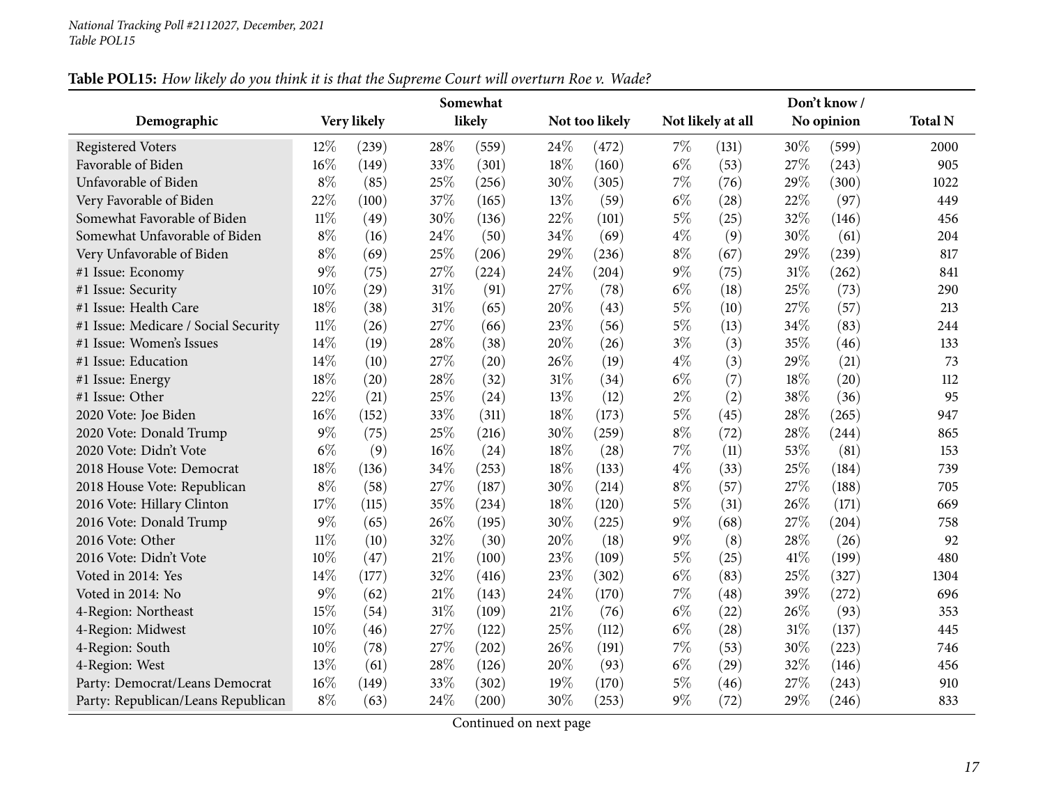*National Tracking Poll #2112027, December, 2021*
*Table POL15*

**Table POL15:** *How likely do you think it is that the Supreme Court will overturn Roe v. Wade?*

| Demographic | Very likely | | Somewhat likely | | Not too likely | | Not likely at all | | Don't know / No opinion | | Total N |
|---|---|---|---|---|---|---|---|---|---|---|---|
| Registered Voters | 12% | (239) | 28% | (559) | 24% | (472) | 7% | (131) | 30% | (599) | 2000 |
| Favorable of Biden | 16% | (149) | 33% | (301) | 18% | (160) | 6% | (53) | 27% | (243) | 905 |
| Unfavorable of Biden | 8% | (85) | 25% | (256) | 30% | (305) | 7% | (76) | 29% | (300) | 1022 |
| Very Favorable of Biden | 22% | (100) | 37% | (165) | 13% | (59) | 6% | (28) | 22% | (97) | 449 |
| Somewhat Favorable of Biden | 11% | (49) | 30% | (136) | 22% | (101) | 5% | (25) | 32% | (146) | 456 |
| Somewhat Unfavorable of Biden | 8% | (16) | 24% | (50) | 34% | (69) | 4% | (9) | 30% | (61) | 204 |
| Very Unfavorable of Biden | 8% | (69) | 25% | (206) | 29% | (236) | 8% | (67) | 29% | (239) | 817 |
| #1 Issue: Economy | 9% | (75) | 27% | (224) | 24% | (204) | 9% | (75) | 31% | (262) | 841 |
| #1 Issue: Security | 10% | (29) | 31% | (91) | 27% | (78) | 6% | (18) | 25% | (73) | 290 |
| #1 Issue: Health Care | 18% | (38) | 31% | (65) | 20% | (43) | 5% | (10) | 27% | (57) | 213 |
| #1 Issue: Medicare / Social Security | 11% | (26) | 27% | (66) | 23% | (56) | 5% | (13) | 34% | (83) | 244 |
| #1 Issue: Women's Issues | 14% | (19) | 28% | (38) | 20% | (26) | 3% | (3) | 35% | (46) | 133 |
| #1 Issue: Education | 14% | (10) | 27% | (20) | 26% | (19) | 4% | (3) | 29% | (21) | 73 |
| #1 Issue: Energy | 18% | (20) | 28% | (32) | 31% | (34) | 6% | (7) | 18% | (20) | 112 |
| #1 Issue: Other | 22% | (21) | 25% | (24) | 13% | (12) | 2% | (2) | 38% | (36) | 95 |
| 2020 Vote: Joe Biden | 16% | (152) | 33% | (311) | 18% | (173) | 5% | (45) | 28% | (265) | 947 |
| 2020 Vote: Donald Trump | 9% | (75) | 25% | (216) | 30% | (259) | 8% | (72) | 28% | (244) | 865 |
| 2020 Vote: Didn't Vote | 6% | (9) | 16% | (24) | 18% | (28) | 7% | (11) | 53% | (81) | 153 |
| 2018 House Vote: Democrat | 18% | (136) | 34% | (253) | 18% | (133) | 4% | (33) | 25% | (184) | 739 |
| 2018 House Vote: Republican | 8% | (58) | 27% | (187) | 30% | (214) | 8% | (57) | 27% | (188) | 705 |
| 2016 Vote: Hillary Clinton | 17% | (115) | 35% | (234) | 18% | (120) | 5% | (31) | 26% | (171) | 669 |
| 2016 Vote: Donald Trump | 9% | (65) | 26% | (195) | 30% | (225) | 9% | (68) | 27% | (204) | 758 |
| 2016 Vote: Other | 11% | (10) | 32% | (30) | 20% | (18) | 9% | (8) | 28% | (26) | 92 |
| 2016 Vote: Didn't Vote | 10% | (47) | 21% | (100) | 23% | (109) | 5% | (25) | 41% | (199) | 480 |
| Voted in 2014: Yes | 14% | (177) | 32% | (416) | 23% | (302) | 6% | (83) | 25% | (327) | 1304 |
| Voted in 2014: No | 9% | (62) | 21% | (143) | 24% | (170) | 7% | (48) | 39% | (272) | 696 |
| 4-Region: Northeast | 15% | (54) | 31% | (109) | 21% | (76) | 6% | (22) | 26% | (93) | 353 |
| 4-Region: Midwest | 10% | (46) | 27% | (122) | 25% | (112) | 6% | (28) | 31% | (137) | 445 |
| 4-Region: South | 10% | (78) | 27% | (202) | 26% | (191) | 7% | (53) | 30% | (223) | 746 |
| 4-Region: West | 13% | (61) | 28% | (126) | 20% | (93) | 6% | (29) | 32% | (146) | 456 |
| Party: Democrat/Leans Democrat | 16% | (149) | 33% | (302) | 19% | (170) | 5% | (46) | 27% | (243) | 910 |
| Party: Republican/Leans Republican | 8% | (63) | 24% | (200) | 30% | (253) | 9% | (72) | 29% | (246) | 833 |

Continued on next page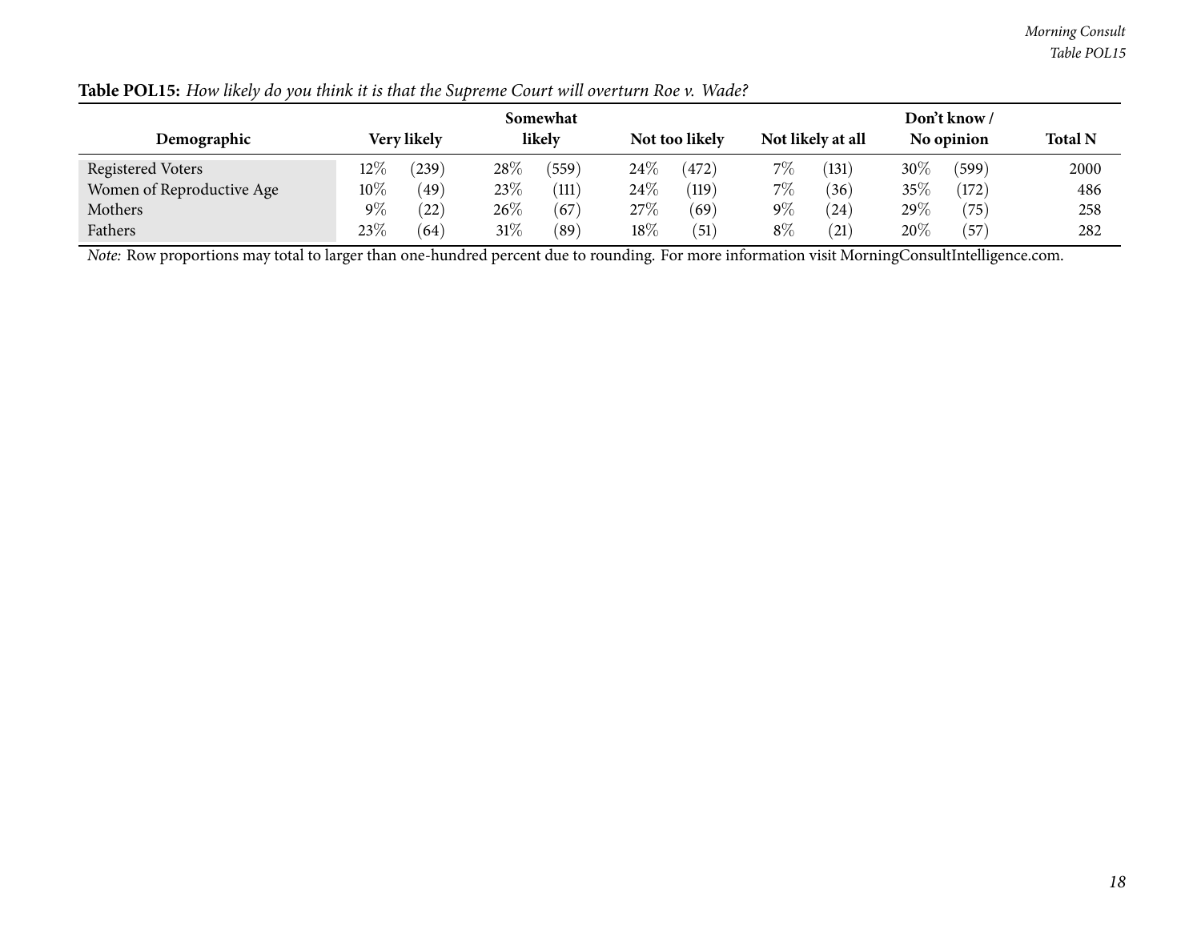**Table POL15:** *How likely do you think it is that the Supreme Court will overturn Roe v. Wade?*

| Demographic | Very likely | | Somewhat likely | | Not too likely | | Not likely at all | | Don't know / No opinion | | Total N |
|---|---|---|---|---|---|---|---|---|---|---|---|
| Registered Voters | 12% | (239) | 28% | (559) | 24% | (472) | 7% | (131) | 30% | (599) | 2000 |
| Women of Reproductive Age | 10% | (49) | 23% | (111) | 24% | (119) | 7% | (36) | 35% | (172) | 486 |
| Mothers | 9% | (22) | 26% | (67) | 27% | (69) | 9% | (24) | 29% | (75) | 258 |
| Fathers | 23% | (64) | 31% | (89) | 18% | (51) | 8% | (21) | 20% | (57) | 282 |

*Note:* Row proportions may total to larger than one-hundred percent due to rounding. For more information visit MorningConsultIntelligence.com.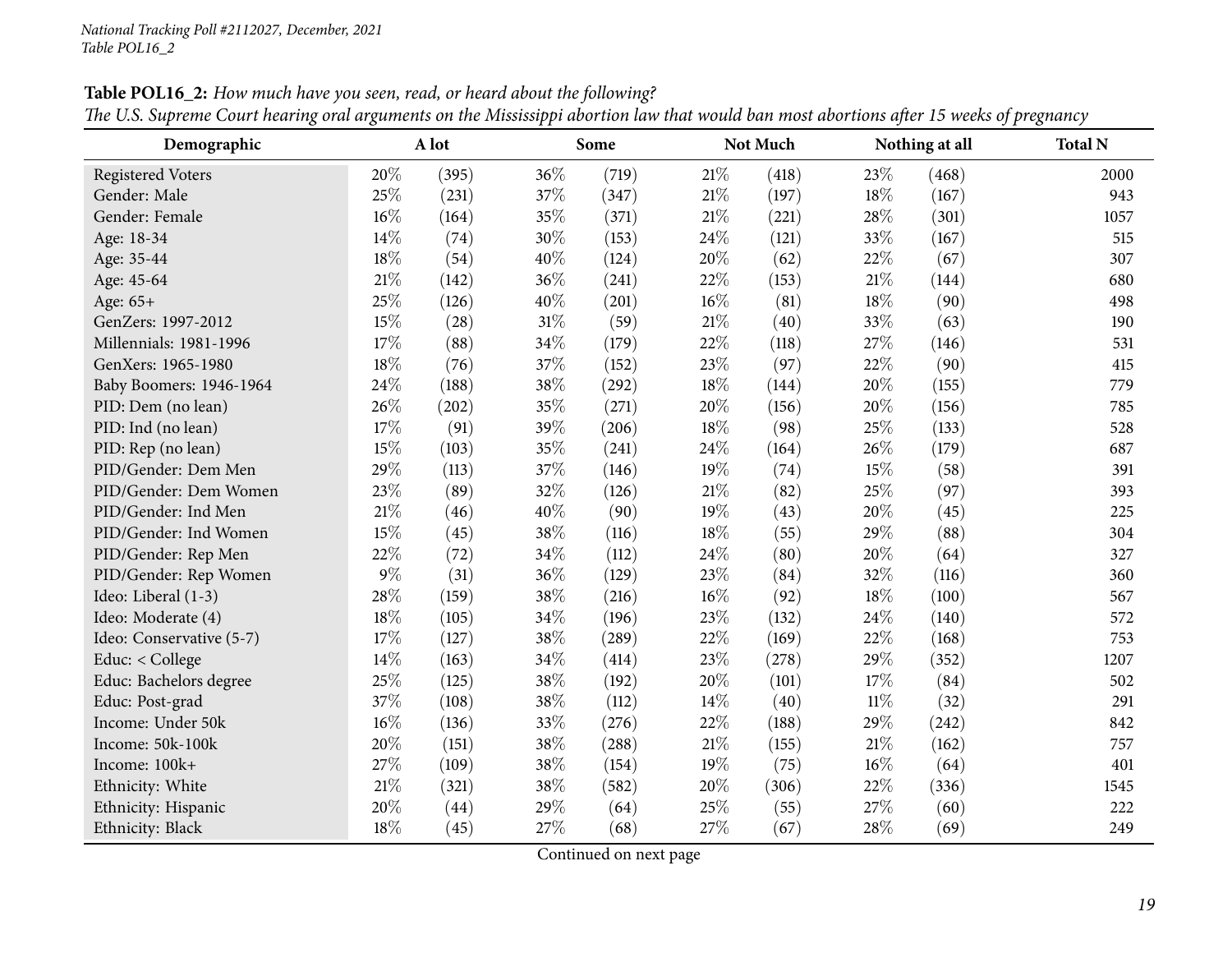**Table POL16_2:** *How much have you seen, read, or heard about the following?*

*The U.S. Supreme Court hearing oral arguments on the Mississippi abortion law that would ban most abortions after 15 weeks of pregnancy*

| Demographic | A lot | | Some | | Not Much | | Nothing at all | | Total N |
|---|---|---|---|---|---|---|---|---|---|
| Registered Voters | 20% | (395) | 36% | (719) | 21% | (418) | 23% | (468) | 2000 |
| Gender: Male | 25% | (231) | 37% | (347) | 21% | (197) | 18% | (167) | 943 |
| Gender: Female | 16% | (164) | 35% | (371) | 21% | (221) | 28% | (301) | 1057 |
| Age: 18-34 | 14% | (74) | 30% | (153) | 24% | (121) | 33% | (167) | 515 |
| Age: 35-44 | 18% | (54) | 40% | (124) | 20% | (62) | 22% | (67) | 307 |
| Age: 45-64 | 21% | (142) | 36% | (241) | 22% | (153) | 21% | (144) | 680 |
| Age: 65+ | 25% | (126) | 40% | (201) | 16% | (81) | 18% | (90) | 498 |
| GenZers: 1997-2012 | 15% | (28) | 31% | (59) | 21% | (40) | 33% | (63) | 190 |
| Millennials: 1981-1996 | 17% | (88) | 34% | (179) | 22% | (118) | 27% | (146) | 531 |
| GenXers: 1965-1980 | 18% | (76) | 37% | (152) | 23% | (97) | 22% | (90) | 415 |
| Baby Boomers: 1946-1964 | 24% | (188) | 38% | (292) | 18% | (144) | 20% | (155) | 779 |
| PID: Dem (no lean) | 26% | (202) | 35% | (271) | 20% | (156) | 20% | (156) | 785 |
| PID: Ind (no lean) | 17% | (91) | 39% | (206) | 18% | (98) | 25% | (133) | 528 |
| PID: Rep (no lean) | 15% | (103) | 35% | (241) | 24% | (164) | 26% | (179) | 687 |
| PID/Gender: Dem Men | 29% | (113) | 37% | (146) | 19% | (74) | 15% | (58) | 391 |
| PID/Gender: Dem Women | 23% | (89) | 32% | (126) | 21% | (82) | 25% | (97) | 393 |
| PID/Gender: Ind Men | 21% | (46) | 40% | (90) | 19% | (43) | 20% | (45) | 225 |
| PID/Gender: Ind Women | 15% | (45) | 38% | (116) | 18% | (55) | 29% | (88) | 304 |
| PID/Gender: Rep Men | 22% | (72) | 34% | (112) | 24% | (80) | 20% | (64) | 327 |
| PID/Gender: Rep Women | 9% | (31) | 36% | (129) | 23% | (84) | 32% | (116) | 360 |
| Ideo: Liberal (1-3) | 28% | (159) | 38% | (216) | 16% | (92) | 18% | (100) | 567 |
| Ideo: Moderate (4) | 18% | (105) | 34% | (196) | 23% | (132) | 24% | (140) | 572 |
| Ideo: Conservative (5-7) | 17% | (127) | 38% | (289) | 22% | (169) | 22% | (168) | 753 |
| Educ: < College | 14% | (163) | 34% | (414) | 23% | (278) | 29% | (352) | 1207 |
| Educ: Bachelors degree | 25% | (125) | 38% | (192) | 20% | (101) | 17% | (84) | 502 |
| Educ: Post-grad | 37% | (108) | 38% | (112) | 14% | (40) | 11% | (32) | 291 |
| Income: Under 50k | 16% | (136) | 33% | (276) | 22% | (188) | 29% | (242) | 842 |
| Income: 50k-100k | 20% | (151) | 38% | (288) | 21% | (155) | 21% | (162) | 757 |
| Income: 100k+ | 27% | (109) | 38% | (154) | 19% | (75) | 16% | (64) | 401 |
| Ethnicity: White | 21% | (321) | 38% | (582) | 20% | (306) | 22% | (336) | 1545 |
| Ethnicity: Hispanic | 20% | (44) | 29% | (64) | 25% | (55) | 27% | (60) | 222 |
| Ethnicity: Black | 18% | (45) | 27% | (68) | 27% | (67) | 28% | (69) | 249 |

Continued on next page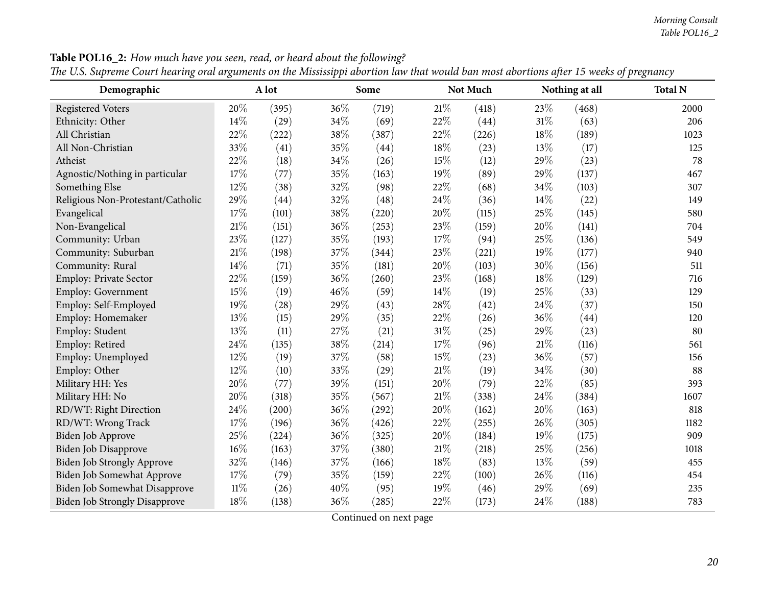**Table POL16_2:** *How much have you seen, read, or heard about the following?*

*The U.S. Supreme Court hearing oral arguments on the Mississippi abortion law that would ban most abortions after 15 weeks of pregnancy*

| Demographic | A lot | | Some | | Not Much | | Nothing at all | | Total N |
|---|---|---|---|---|---|---|---|---|---|
| Registered Voters | 20% | (395) | 36% | (719) | 21% | (418) | 23% | (468) | 2000 |
| Ethnicity: Other | 14% | (29) | 34% | (69) | 22% | (44) | 31% | (63) | 206 |
| All Christian | 22% | (222) | 38% | (387) | 22% | (226) | 18% | (189) | 1023 |
| All Non-Christian | 33% | (41) | 35% | (44) | 18% | (23) | 13% | (17) | 125 |
| Atheist | 22% | (18) | 34% | (26) | 15% | (12) | 29% | (23) | 78 |
| Agnostic/Nothing in particular | 17% | (77) | 35% | (163) | 19% | (89) | 29% | (137) | 467 |
| Something Else | 12% | (38) | 32% | (98) | 22% | (68) | 34% | (103) | 307 |
| Religious Non-Protestant/Catholic | 29% | (44) | 32% | (48) | 24% | (36) | 14% | (22) | 149 |
| Evangelical | 17% | (101) | 38% | (220) | 20% | (115) | 25% | (145) | 580 |
| Non-Evangelical | 21% | (151) | 36% | (253) | 23% | (159) | 20% | (141) | 704 |
| Community: Urban | 23% | (127) | 35% | (193) | 17% | (94) | 25% | (136) | 549 |
| Community: Suburban | 21% | (198) | 37% | (344) | 23% | (221) | 19% | (177) | 940 |
| Community: Rural | 14% | (71) | 35% | (181) | 20% | (103) | 30% | (156) | 511 |
| Employ: Private Sector | 22% | (159) | 36% | (260) | 23% | (168) | 18% | (129) | 716 |
| Employ: Government | 15% | (19) | 46% | (59) | 14% | (19) | 25% | (33) | 129 |
| Employ: Self-Employed | 19% | (28) | 29% | (43) | 28% | (42) | 24% | (37) | 150 |
| Employ: Homemaker | 13% | (15) | 29% | (35) | 22% | (26) | 36% | (44) | 120 |
| Employ: Student | 13% | (11) | 27% | (21) | 31% | (25) | 29% | (23) | 80 |
| Employ: Retired | 24% | (135) | 38% | (214) | 17% | (96) | 21% | (116) | 561 |
| Employ: Unemployed | 12% | (19) | 37% | (58) | 15% | (23) | 36% | (57) | 156 |
| Employ: Other | 12% | (10) | 33% | (29) | 21% | (19) | 34% | (30) | 88 |
| Military HH: Yes | 20% | (77) | 39% | (151) | 20% | (79) | 22% | (85) | 393 |
| Military HH: No | 20% | (318) | 35% | (567) | 21% | (338) | 24% | (384) | 1607 |
| RD/WT: Right Direction | 24% | (200) | 36% | (292) | 20% | (162) | 20% | (163) | 818 |
| RD/WT: Wrong Track | 17% | (196) | 36% | (426) | 22% | (255) | 26% | (305) | 1182 |
| Biden Job Approve | 25% | (224) | 36% | (325) | 20% | (184) | 19% | (175) | 909 |
| Biden Job Disapprove | 16% | (163) | 37% | (380) | 21% | (218) | 25% | (256) | 1018 |
| Biden Job Strongly Approve | 32% | (146) | 37% | (166) | 18% | (83) | 13% | (59) | 455 |
| Biden Job Somewhat Approve | 17% | (79) | 35% | (159) | 22% | (100) | 26% | (116) | 454 |
| Biden Job Somewhat Disapprove | 11% | (26) | 40% | (95) | 19% | (46) | 29% | (69) | 235 |
| Biden Job Strongly Disapprove | 18% | (138) | 36% | (285) | 22% | (173) | 24% | (188) | 783 |

Continued on next page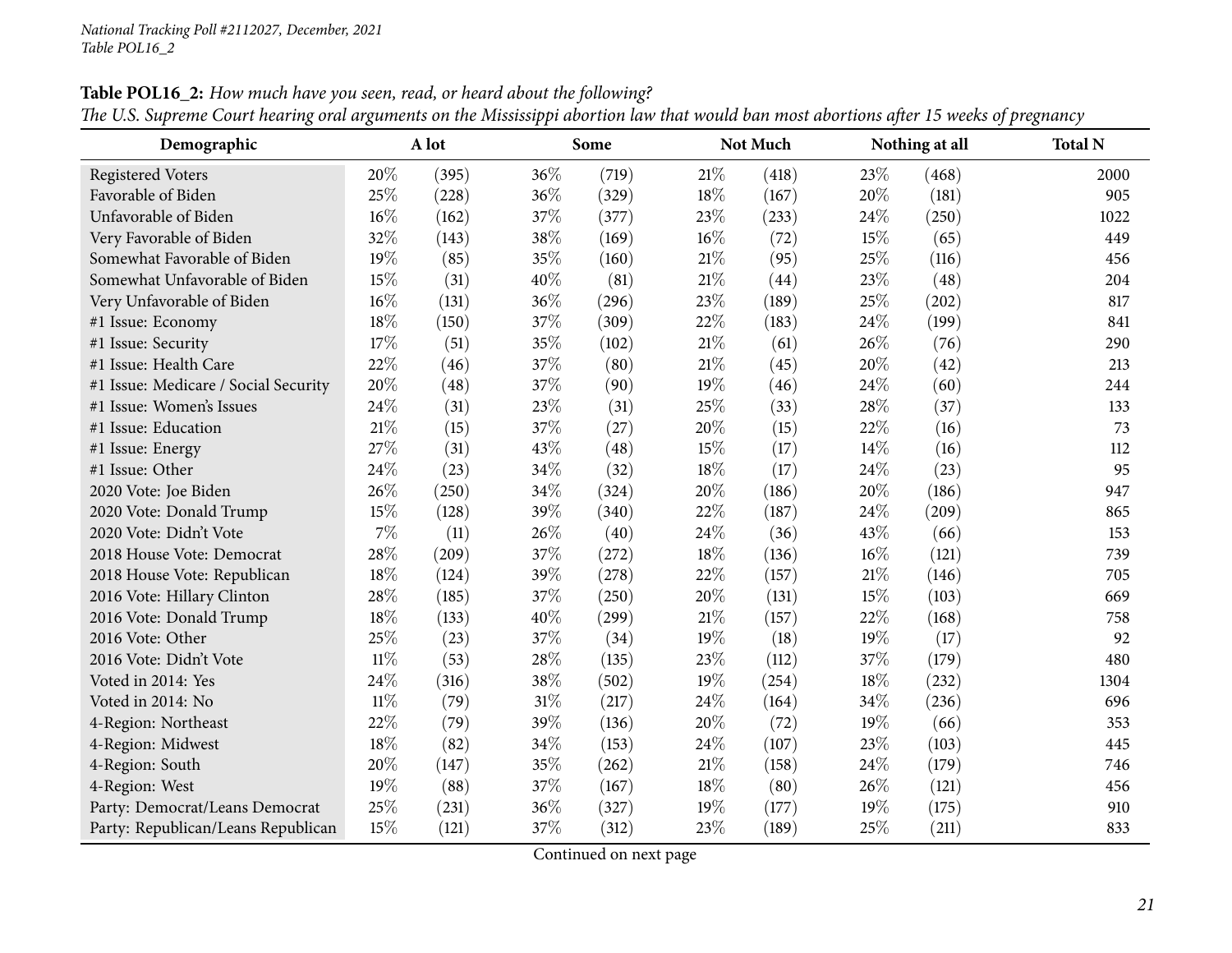**Table POL16_2:** *How much have you seen, read, or heard about the following?*
*The U.S. Supreme Court hearing oral arguments on the Mississippi abortion law that would ban most abortions after 15 weeks of pregnancy*

| Demographic | A lot | | Some | | Not Much | | Nothing at all | | Total N |
|---|---|---|---|---|---|---|---|---|---|
| Registered Voters | 20% | (395) | 36% | (719) | 21% | (418) | 23% | (468) | 2000 |
| Favorable of Biden | 25% | (228) | 36% | (329) | 18% | (167) | 20% | (181) | 905 |
| Unfavorable of Biden | 16% | (162) | 37% | (377) | 23% | (233) | 24% | (250) | 1022 |
| Very Favorable of Biden | 32% | (143) | 38% | (169) | 16% | (72) | 15% | (65) | 449 |
| Somewhat Favorable of Biden | 19% | (85) | 35% | (160) | 21% | (95) | 25% | (116) | 456 |
| Somewhat Unfavorable of Biden | 15% | (31) | 40% | (81) | 21% | (44) | 23% | (48) | 204 |
| Very Unfavorable of Biden | 16% | (131) | 36% | (296) | 23% | (189) | 25% | (202) | 817 |
| #1 Issue: Economy | 18% | (150) | 37% | (309) | 22% | (183) | 24% | (199) | 841 |
| #1 Issue: Security | 17% | (51) | 35% | (102) | 21% | (61) | 26% | (76) | 290 |
| #1 Issue: Health Care | 22% | (46) | 37% | (80) | 21% | (45) | 20% | (42) | 213 |
| #1 Issue: Medicare / Social Security | 20% | (48) | 37% | (90) | 19% | (46) | 24% | (60) | 244 |
| #1 Issue: Women's Issues | 24% | (31) | 23% | (31) | 25% | (33) | 28% | (37) | 133 |
| #1 Issue: Education | 21% | (15) | 37% | (27) | 20% | (15) | 22% | (16) | 73 |
| #1 Issue: Energy | 27% | (31) | 43% | (48) | 15% | (17) | 14% | (16) | 112 |
| #1 Issue: Other | 24% | (23) | 34% | (32) | 18% | (17) | 24% | (23) | 95 |
| 2020 Vote: Joe Biden | 26% | (250) | 34% | (324) | 20% | (186) | 20% | (186) | 947 |
| 2020 Vote: Donald Trump | 15% | (128) | 39% | (340) | 22% | (187) | 24% | (209) | 865 |
| 2020 Vote: Didn't Vote | 7% | (11) | 26% | (40) | 24% | (36) | 43% | (66) | 153 |
| 2018 House Vote: Democrat | 28% | (209) | 37% | (272) | 18% | (136) | 16% | (121) | 739 |
| 2018 House Vote: Republican | 18% | (124) | 39% | (278) | 22% | (157) | 21% | (146) | 705 |
| 2016 Vote: Hillary Clinton | 28% | (185) | 37% | (250) | 20% | (131) | 15% | (103) | 669 |
| 2016 Vote: Donald Trump | 18% | (133) | 40% | (299) | 21% | (157) | 22% | (168) | 758 |
| 2016 Vote: Other | 25% | (23) | 37% | (34) | 19% | (18) | 19% | (17) | 92 |
| 2016 Vote: Didn't Vote | 11% | (53) | 28% | (135) | 23% | (112) | 37% | (179) | 480 |
| Voted in 2014: Yes | 24% | (316) | 38% | (502) | 19% | (254) | 18% | (232) | 1304 |
| Voted in 2014: No | 11% | (79) | 31% | (217) | 24% | (164) | 34% | (236) | 696 |
| 4-Region: Northeast | 22% | (79) | 39% | (136) | 20% | (72) | 19% | (66) | 353 |
| 4-Region: Midwest | 18% | (82) | 34% | (153) | 24% | (107) | 23% | (103) | 445 |
| 4-Region: South | 20% | (147) | 35% | (262) | 21% | (158) | 24% | (179) | 746 |
| 4-Region: West | 19% | (88) | 37% | (167) | 18% | (80) | 26% | (121) | 456 |
| Party: Democrat/Leans Democrat | 25% | (231) | 36% | (327) | 19% | (177) | 19% | (175) | 910 |
| Party: Republican/Leans Republican | 15% | (121) | 37% | (312) | 23% | (189) | 25% | (211) | 833 |

Continued on next page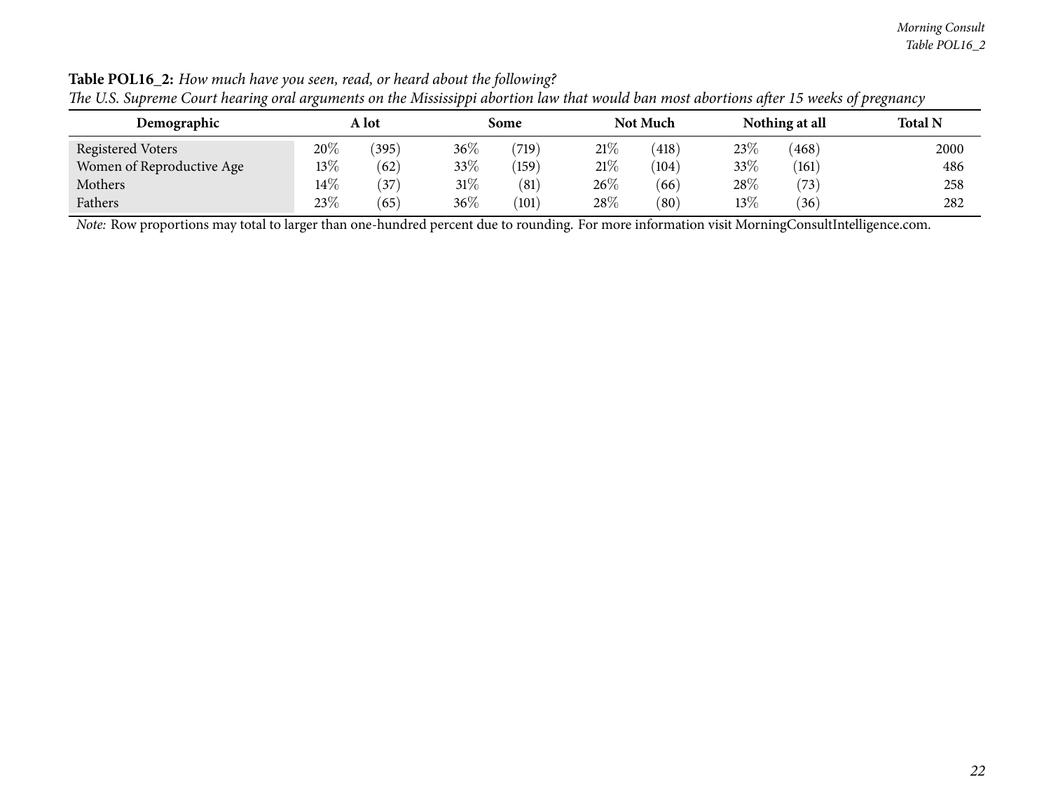**Table POL16_2:** *How much have you seen, read, or heard about the following?*
*The U.S. Supreme Court hearing oral arguments on the Mississippi abortion law that would ban most abortions after 15 weeks of pregnancy*

| Demographic | A lot | | Some | | Not Much | | Nothing at all | | Total N |
|---|---|---|---|---|---|---|---|---|---|
| Registered Voters | 20% | (395) | 36% | (719) | 21% | (418) | 23% | (468) | 2000 |
| Women of Reproductive Age | 13% | (62) | 33% | (159) | 21% | (104) | 33% | (161) | 486 |
| Mothers | 14% | (37) | 31% | (81) | 26% | (66) | 28% | (73) | 258 |
| Fathers | 23% | (65) | 36% | (101) | 28% | (80) | 13% | (36) | 282 |

*Note:* Row proportions may total to larger than one-hundred percent due to rounding. For more information visit MorningConsultIntelligence.com.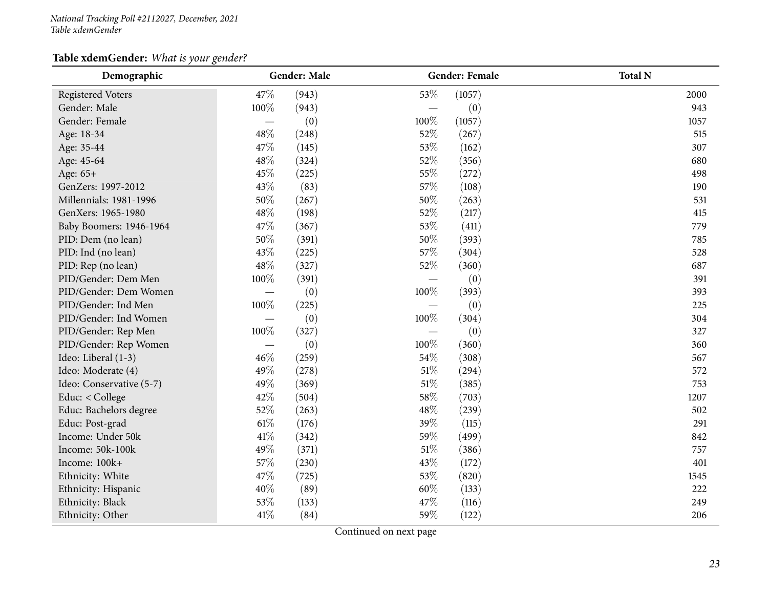**Table xdemGender:** *What is your gender?*

| Demographic | Gender: Male | | Gender: Female | | Total N |
|---|---|---|---|---|---|
| Registered Voters | 47% | (943) | 53% | (1057) | 2000 |
| Gender: Male | 100% | (943) | — | (0) | 943 |
| Gender: Female | — | (0) | 100% | (1057) | 1057 |
| Age: 18-34 | 48% | (248) | 52% | (267) | 515 |
| Age: 35-44 | 47% | (145) | 53% | (162) | 307 |
| Age: 45-64 | 48% | (324) | 52% | (356) | 680 |
| Age: 65+ | 45% | (225) | 55% | (272) | 498 |
| GenZers: 1997-2012 | 43% | (83) | 57% | (108) | 190 |
| Millennials: 1981-1996 | 50% | (267) | 50% | (263) | 531 |
| GenXers: 1965-1980 | 48% | (198) | 52% | (217) | 415 |
| Baby Boomers: 1946-1964 | 47% | (367) | 53% | (411) | 779 |
| PID: Dem (no lean) | 50% | (391) | 50% | (393) | 785 |
| PID: Ind (no lean) | 43% | (225) | 57% | (304) | 528 |
| PID: Rep (no lean) | 48% | (327) | 52% | (360) | 687 |
| PID/Gender: Dem Men | 100% | (391) | — | (0) | 391 |
| PID/Gender: Dem Women | — | (0) | 100% | (393) | 393 |
| PID/Gender: Ind Men | 100% | (225) | — | (0) | 225 |
| PID/Gender: Ind Women | — | (0) | 100% | (304) | 304 |
| PID/Gender: Rep Men | 100% | (327) | — | (0) | 327 |
| PID/Gender: Rep Women | — | (0) | 100% | (360) | 360 |
| Ideo: Liberal (1-3) | 46% | (259) | 54% | (308) | 567 |
| Ideo: Moderate (4) | 49% | (278) | 51% | (294) | 572 |
| Ideo: Conservative (5-7) | 49% | (369) | 51% | (385) | 753 |
| Educ: < College | 42% | (504) | 58% | (703) | 1207 |
| Educ: Bachelors degree | 52% | (263) | 48% | (239) | 502 |
| Educ: Post-grad | 61% | (176) | 39% | (115) | 291 |
| Income: Under 50k | 41% | (342) | 59% | (499) | 842 |
| Income: 50k-100k | 49% | (371) | 51% | (386) | 757 |
| Income: 100k+ | 57% | (230) | 43% | (172) | 401 |
| Ethnicity: White | 47% | (725) | 53% | (820) | 1545 |
| Ethnicity: Hispanic | 40% | (89) | 60% | (133) | 222 |
| Ethnicity: Black | 53% | (133) | 47% | (116) | 249 |
| Ethnicity: Other | 41% | (84) | 59% | (122) | 206 |

Continued on next page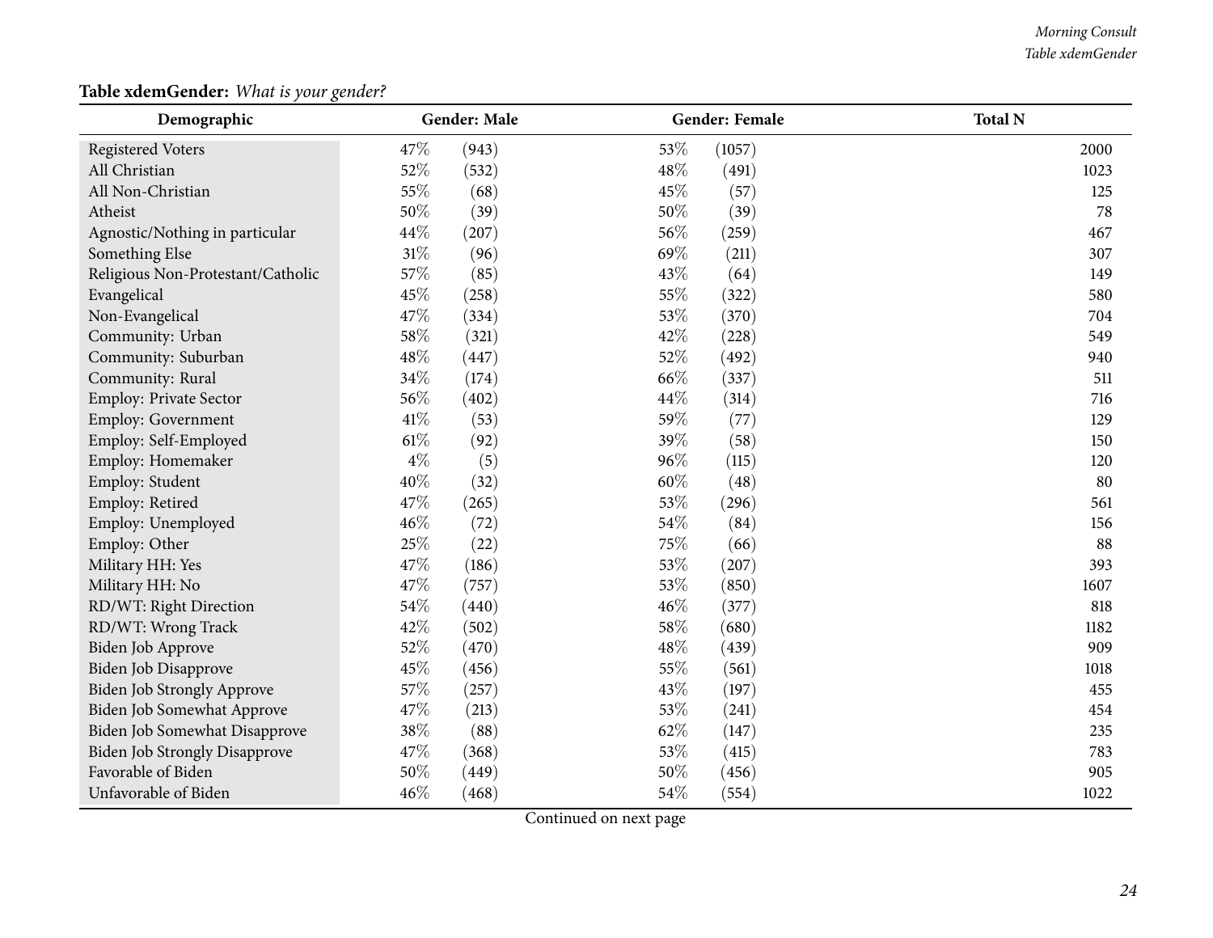**Table xdemGender:** *What is your gender?*

| Demographic | Gender: Male | Gender: Female | Total N |
|---|---|---|---|
| Registered Voters | 47% (943) | 53% (1057) | 2000 |
| All Christian | 52% (532) | 48% (491) | 1023 |
| All Non-Christian | 55% (68) | 45% (57) | 125 |
| Atheist | 50% (39) | 50% (39) | 78 |
| Agnostic/Nothing in particular | 44% (207) | 56% (259) | 467 |
| Something Else | 31% (96) | 69% (211) | 307 |
| Religious Non-Protestant/Catholic | 57% (85) | 43% (64) | 149 |
| Evangelical | 45% (258) | 55% (322) | 580 |
| Non-Evangelical | 47% (334) | 53% (370) | 704 |
| Community: Urban | 58% (321) | 42% (228) | 549 |
| Community: Suburban | 48% (447) | 52% (492) | 940 |
| Community: Rural | 34% (174) | 66% (337) | 511 |
| Employ: Private Sector | 56% (402) | 44% (314) | 716 |
| Employ: Government | 41% (53) | 59% (77) | 129 |
| Employ: Self-Employed | 61% (92) | 39% (58) | 150 |
| Employ: Homemaker | 4% (5) | 96% (115) | 120 |
| Employ: Student | 40% (32) | 60% (48) | 80 |
| Employ: Retired | 47% (265) | 53% (296) | 561 |
| Employ: Unemployed | 46% (72) | 54% (84) | 156 |
| Employ: Other | 25% (22) | 75% (66) | 88 |
| Military HH: Yes | 47% (186) | 53% (207) | 393 |
| Military HH: No | 47% (757) | 53% (850) | 1607 |
| RD/WT: Right Direction | 54% (440) | 46% (377) | 818 |
| RD/WT: Wrong Track | 42% (502) | 58% (680) | 1182 |
| Biden Job Approve | 52% (470) | 48% (439) | 909 |
| Biden Job Disapprove | 45% (456) | 55% (561) | 1018 |
| Biden Job Strongly Approve | 57% (257) | 43% (197) | 455 |
| Biden Job Somewhat Approve | 47% (213) | 53% (241) | 454 |
| Biden Job Somewhat Disapprove | 38% (88) | 62% (147) | 235 |
| Biden Job Strongly Disapprove | 47% (368) | 53% (415) | 783 |
| Favorable of Biden | 50% (449) | 50% (456) | 905 |
| Unfavorable of Biden | 46% (468) | 54% (554) | 1022 |

Continued on next page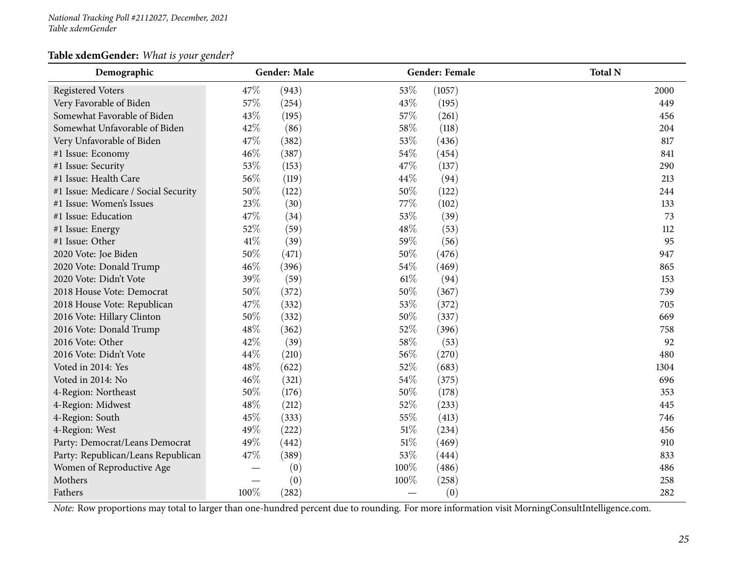**Table xdemGender:** *What is your gender?*

| Demographic | Gender: Male | | Gender: Female | | Total N |
|---|---|---|---|---|---|
| Registered Voters | 47% | (943) | 53% | (1057) | 2000 |
| Very Favorable of Biden | 57% | (254) | 43% | (195) | 449 |
| Somewhat Favorable of Biden | 43% | (195) | 57% | (261) | 456 |
| Somewhat Unfavorable of Biden | 42% | (86) | 58% | (118) | 204 |
| Very Unfavorable of Biden | 47% | (382) | 53% | (436) | 817 |
| #1 Issue: Economy | 46% | (387) | 54% | (454) | 841 |
| #1 Issue: Security | 53% | (153) | 47% | (137) | 290 |
| #1 Issue: Health Care | 56% | (119) | 44% | (94) | 213 |
| #1 Issue: Medicare / Social Security | 50% | (122) | 50% | (122) | 244 |
| #1 Issue: Women's Issues | 23% | (30) | 77% | (102) | 133 |
| #1 Issue: Education | 47% | (34) | 53% | (39) | 73 |
| #1 Issue: Energy | 52% | (59) | 48% | (53) | 112 |
| #1 Issue: Other | 41% | (39) | 59% | (56) | 95 |
| 2020 Vote: Joe Biden | 50% | (471) | 50% | (476) | 947 |
| 2020 Vote: Donald Trump | 46% | (396) | 54% | (469) | 865 |
| 2020 Vote: Didn't Vote | 39% | (59) | 61% | (94) | 153 |
| 2018 House Vote: Democrat | 50% | (372) | 50% | (367) | 739 |
| 2018 House Vote: Republican | 47% | (332) | 53% | (372) | 705 |
| 2016 Vote: Hillary Clinton | 50% | (332) | 50% | (337) | 669 |
| 2016 Vote: Donald Trump | 48% | (362) | 52% | (396) | 758 |
| 2016 Vote: Other | 42% | (39) | 58% | (53) | 92 |
| 2016 Vote: Didn't Vote | 44% | (210) | 56% | (270) | 480 |
| Voted in 2014: Yes | 48% | (622) | 52% | (683) | 1304 |
| Voted in 2014: No | 46% | (321) | 54% | (375) | 696 |
| 4-Region: Northeast | 50% | (176) | 50% | (178) | 353 |
| 4-Region: Midwest | 48% | (212) | 52% | (233) | 445 |
| 4-Region: South | 45% | (333) | 55% | (413) | 746 |
| 4-Region: West | 49% | (222) | 51% | (234) | 456 |
| Party: Democrat/Leans Democrat | 49% | (442) | 51% | (469) | 910 |
| Party: Republican/Leans Republican | 47% | (389) | 53% | (444) | 833 |
| Women of Reproductive Age | — | (0) | 100% | (486) | 486 |
| Mothers | — | (0) | 100% | (258) | 258 |
| Fathers | 100% | (282) | — | (0) | 282 |

*Note:* Row proportions may total to larger than one-hundred percent due to rounding. For more information visit MorningConsultIntelligence.com.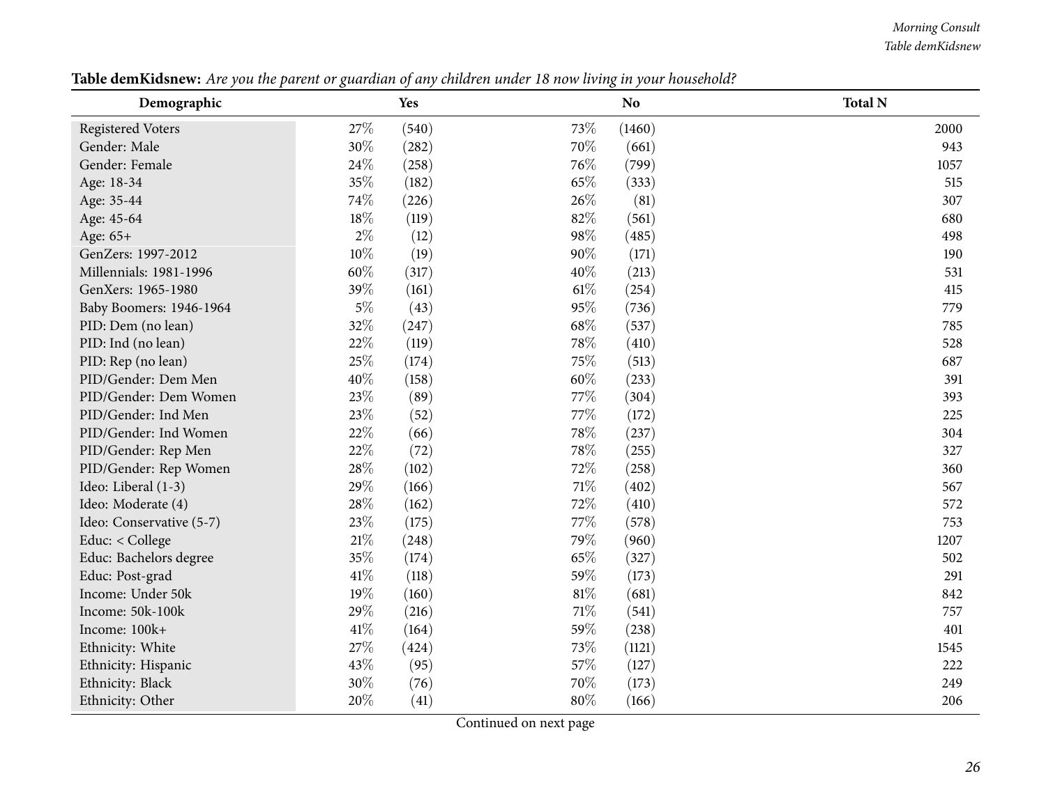**Table demKidsnew:** *Are you the parent or guardian of any children under 18 now living in your household?*

| Demographic | Yes | | No | | Total N |
|---|---|---|---|---|---|
| Registered Voters | 27% | (540) | 73% | (1460) | 2000 |
| Gender: Male | 30% | (282) | 70% | (661) | 943 |
| Gender: Female | 24% | (258) | 76% | (799) | 1057 |
| Age: 18-34 | 35% | (182) | 65% | (333) | 515 |
| Age: 35-44 | 74% | (226) | 26% | (81) | 307 |
| Age: 45-64 | 18% | (119) | 82% | (561) | 680 |
| Age: 65+ | 2% | (12) | 98% | (485) | 498 |
| GenZers: 1997-2012 | 10% | (19) | 90% | (171) | 190 |
| Millennials: 1981-1996 | 60% | (317) | 40% | (213) | 531 |
| GenXers: 1965-1980 | 39% | (161) | 61% | (254) | 415 |
| Baby Boomers: 1946-1964 | 5% | (43) | 95% | (736) | 779 |
| PID: Dem (no lean) | 32% | (247) | 68% | (537) | 785 |
| PID: Ind (no lean) | 22% | (119) | 78% | (410) | 528 |
| PID: Rep (no lean) | 25% | (174) | 75% | (513) | 687 |
| PID/Gender: Dem Men | 40% | (158) | 60% | (233) | 391 |
| PID/Gender: Dem Women | 23% | (89) | 77% | (304) | 393 |
| PID/Gender: Ind Men | 23% | (52) | 77% | (172) | 225 |
| PID/Gender: Ind Women | 22% | (66) | 78% | (237) | 304 |
| PID/Gender: Rep Men | 22% | (72) | 78% | (255) | 327 |
| PID/Gender: Rep Women | 28% | (102) | 72% | (258) | 360 |
| Ideo: Liberal (1-3) | 29% | (166) | 71% | (402) | 567 |
| Ideo: Moderate (4) | 28% | (162) | 72% | (410) | 572 |
| Ideo: Conservative (5-7) | 23% | (175) | 77% | (578) | 753 |
| Educ: < College | 21% | (248) | 79% | (960) | 1207 |
| Educ: Bachelors degree | 35% | (174) | 65% | (327) | 502 |
| Educ: Post-grad | 41% | (118) | 59% | (173) | 291 |
| Income: Under 50k | 19% | (160) | 81% | (681) | 842 |
| Income: 50k-100k | 29% | (216) | 71% | (541) | 757 |
| Income: 100k+ | 41% | (164) | 59% | (238) | 401 |
| Ethnicity: White | 27% | (424) | 73% | (1121) | 1545 |
| Ethnicity: Hispanic | 43% | (95) | 57% | (127) | 222 |
| Ethnicity: Black | 30% | (76) | 70% | (173) | 249 |
| Ethnicity: Other | 20% | (41) | 80% | (166) | 206 |

Continued on next page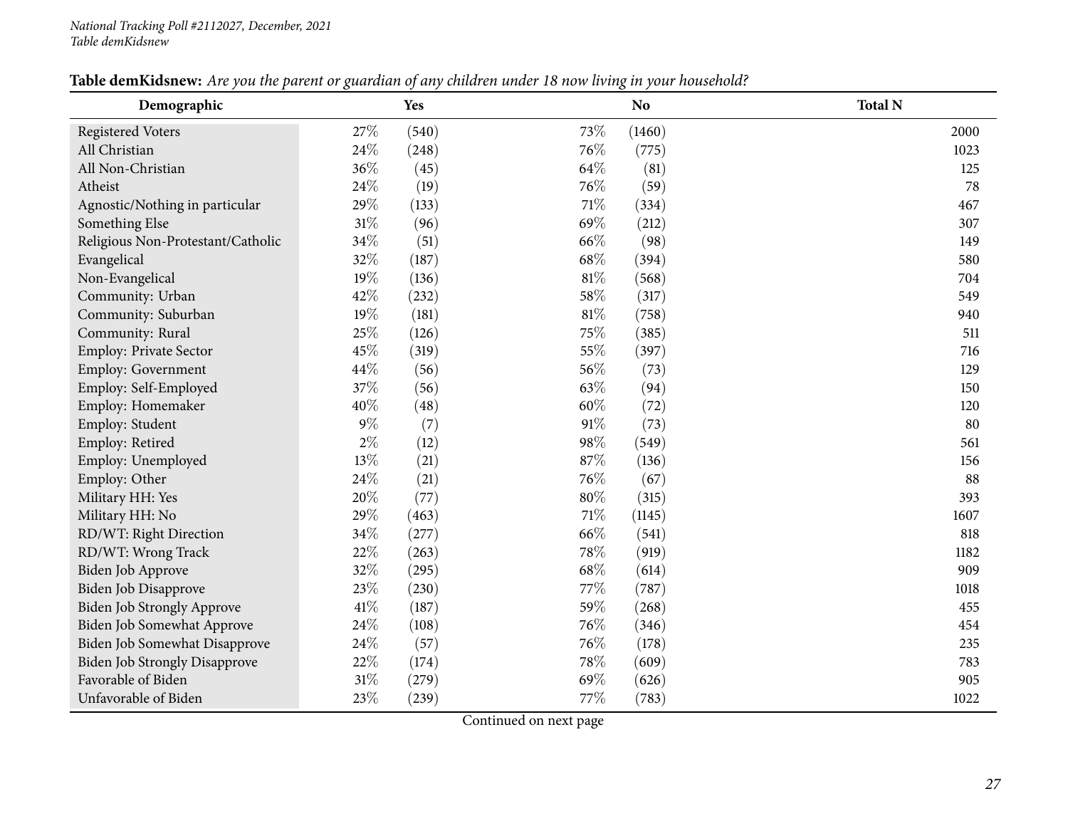*National Tracking Poll #2112027, December, 2021*
*Table demKidsnew*

**Table demKidsnew:** *Are you the parent or guardian of any children under 18 now living in your household?*

| Demographic | Yes | | No | | Total N |
|---|---|---|---|---|---|
| Registered Voters | 27% | (540) | 73% | (1460) | 2000 |
| All Christian | 24% | (248) | 76% | (775) | 1023 |
| All Non-Christian | 36% | (45) | 64% | (81) | 125 |
| Atheist | 24% | (19) | 76% | (59) | 78 |
| Agnostic/Nothing in particular | 29% | (133) | 71% | (334) | 467 |
| Something Else | 31% | (96) | 69% | (212) | 307 |
| Religious Non-Protestant/Catholic | 34% | (51) | 66% | (98) | 149 |
| Evangelical | 32% | (187) | 68% | (394) | 580 |
| Non-Evangelical | 19% | (136) | 81% | (568) | 704 |
| Community: Urban | 42% | (232) | 58% | (317) | 549 |
| Community: Suburban | 19% | (181) | 81% | (758) | 940 |
| Community: Rural | 25% | (126) | 75% | (385) | 511 |
| Employ: Private Sector | 45% | (319) | 55% | (397) | 716 |
| Employ: Government | 44% | (56) | 56% | (73) | 129 |
| Employ: Self-Employed | 37% | (56) | 63% | (94) | 150 |
| Employ: Homemaker | 40% | (48) | 60% | (72) | 120 |
| Employ: Student | 9% | (7) | 91% | (73) | 80 |
| Employ: Retired | 2% | (12) | 98% | (549) | 561 |
| Employ: Unemployed | 13% | (21) | 87% | (136) | 156 |
| Employ: Other | 24% | (21) | 76% | (67) | 88 |
| Military HH: Yes | 20% | (77) | 80% | (315) | 393 |
| Military HH: No | 29% | (463) | 71% | (1145) | 1607 |
| RD/WT: Right Direction | 34% | (277) | 66% | (541) | 818 |
| RD/WT: Wrong Track | 22% | (263) | 78% | (919) | 1182 |
| Biden Job Approve | 32% | (295) | 68% | (614) | 909 |
| Biden Job Disapprove | 23% | (230) | 77% | (787) | 1018 |
| Biden Job Strongly Approve | 41% | (187) | 59% | (268) | 455 |
| Biden Job Somewhat Approve | 24% | (108) | 76% | (346) | 454 |
| Biden Job Somewhat Disapprove | 24% | (57) | 76% | (178) | 235 |
| Biden Job Strongly Disapprove | 22% | (174) | 78% | (609) | 783 |
| Favorable of Biden | 31% | (279) | 69% | (626) | 905 |
| Unfavorable of Biden | 23% | (239) | 77% | (783) | 1022 |

Continued on next page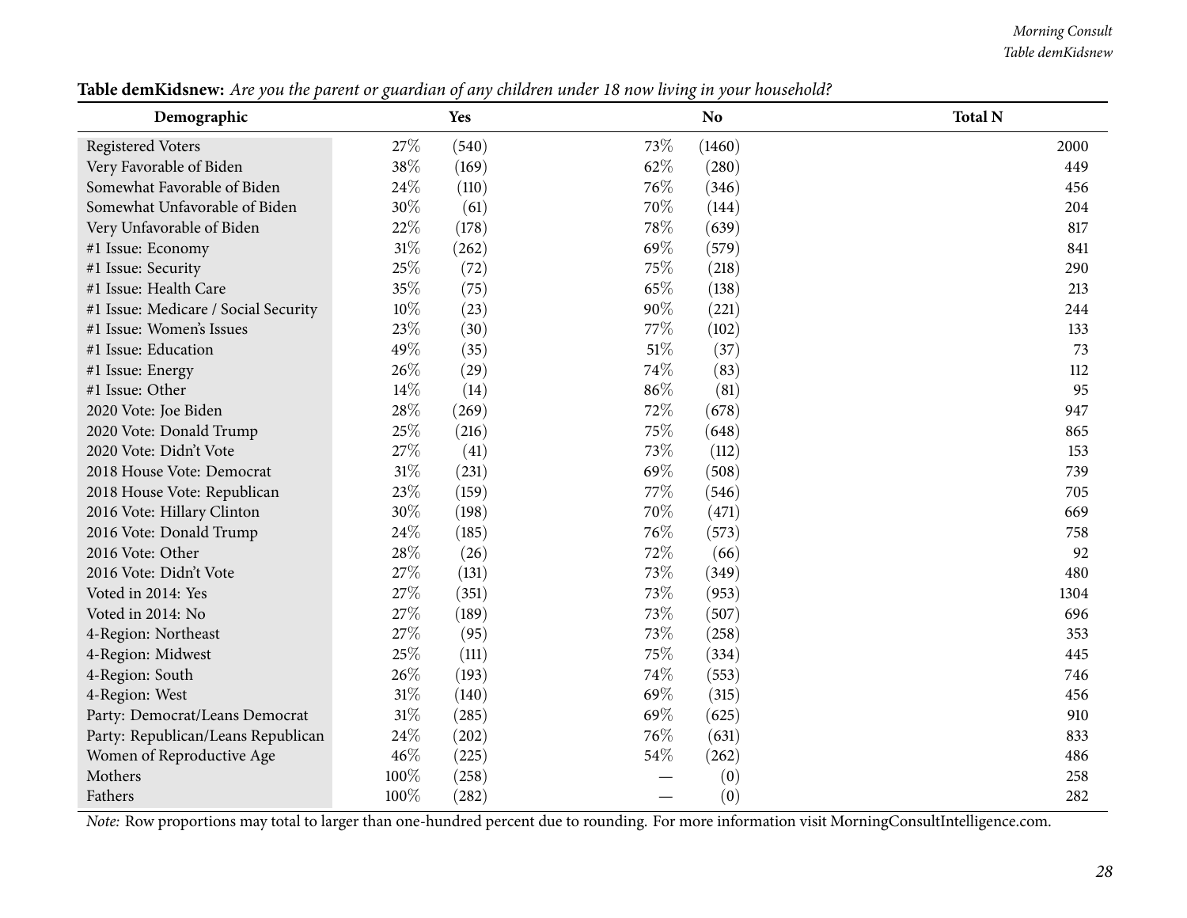**Table demKidsnew:** *Are you the parent or guardian of any children under 18 now living in your household?*

| Demographic | Yes | | No | | Total N |
|---|---|---|---|---|---|
| Registered Voters | 27% | (540) | 73% | (1460) | 2000 |
| Very Favorable of Biden | 38% | (169) | 62% | (280) | 449 |
| Somewhat Favorable of Biden | 24% | (110) | 76% | (346) | 456 |
| Somewhat Unfavorable of Biden | 30% | (61) | 70% | (144) | 204 |
| Very Unfavorable of Biden | 22% | (178) | 78% | (639) | 817 |
| #1 Issue: Economy | 31% | (262) | 69% | (579) | 841 |
| #1 Issue: Security | 25% | (72) | 75% | (218) | 290 |
| #1 Issue: Health Care | 35% | (75) | 65% | (138) | 213 |
| #1 Issue: Medicare / Social Security | 10% | (23) | 90% | (221) | 244 |
| #1 Issue: Women's Issues | 23% | (30) | 77% | (102) | 133 |
| #1 Issue: Education | 49% | (35) | 51% | (37) | 73 |
| #1 Issue: Energy | 26% | (29) | 74% | (83) | 112 |
| #1 Issue: Other | 14% | (14) | 86% | (81) | 95 |
| 2020 Vote: Joe Biden | 28% | (269) | 72% | (678) | 947 |
| 2020 Vote: Donald Trump | 25% | (216) | 75% | (648) | 865 |
| 2020 Vote: Didn't Vote | 27% | (41) | 73% | (112) | 153 |
| 2018 House Vote: Democrat | 31% | (231) | 69% | (508) | 739 |
| 2018 House Vote: Republican | 23% | (159) | 77% | (546) | 705 |
| 2016 Vote: Hillary Clinton | 30% | (198) | 70% | (471) | 669 |
| 2016 Vote: Donald Trump | 24% | (185) | 76% | (573) | 758 |
| 2016 Vote: Other | 28% | (26) | 72% | (66) | 92 |
| 2016 Vote: Didn't Vote | 27% | (131) | 73% | (349) | 480 |
| Voted in 2014: Yes | 27% | (351) | 73% | (953) | 1304 |
| Voted in 2014: No | 27% | (189) | 73% | (507) | 696 |
| 4-Region: Northeast | 27% | (95) | 73% | (258) | 353 |
| 4-Region: Midwest | 25% | (111) | 75% | (334) | 445 |
| 4-Region: South | 26% | (193) | 74% | (553) | 746 |
| 4-Region: West | 31% | (140) | 69% | (315) | 456 |
| Party: Democrat/Leans Democrat | 31% | (285) | 69% | (625) | 910 |
| Party: Republican/Leans Republican | 24% | (202) | 76% | (631) | 833 |
| Women of Reproductive Age | 46% | (225) | 54% | (262) | 486 |
| Mothers | 100% | (258) | — | (0) | 258 |
| Fathers | 100% | (282) | — | (0) | 282 |

*Note:* Row proportions may total to larger than one-hundred percent due to rounding. For more information visit MorningConsultIntelligence.com.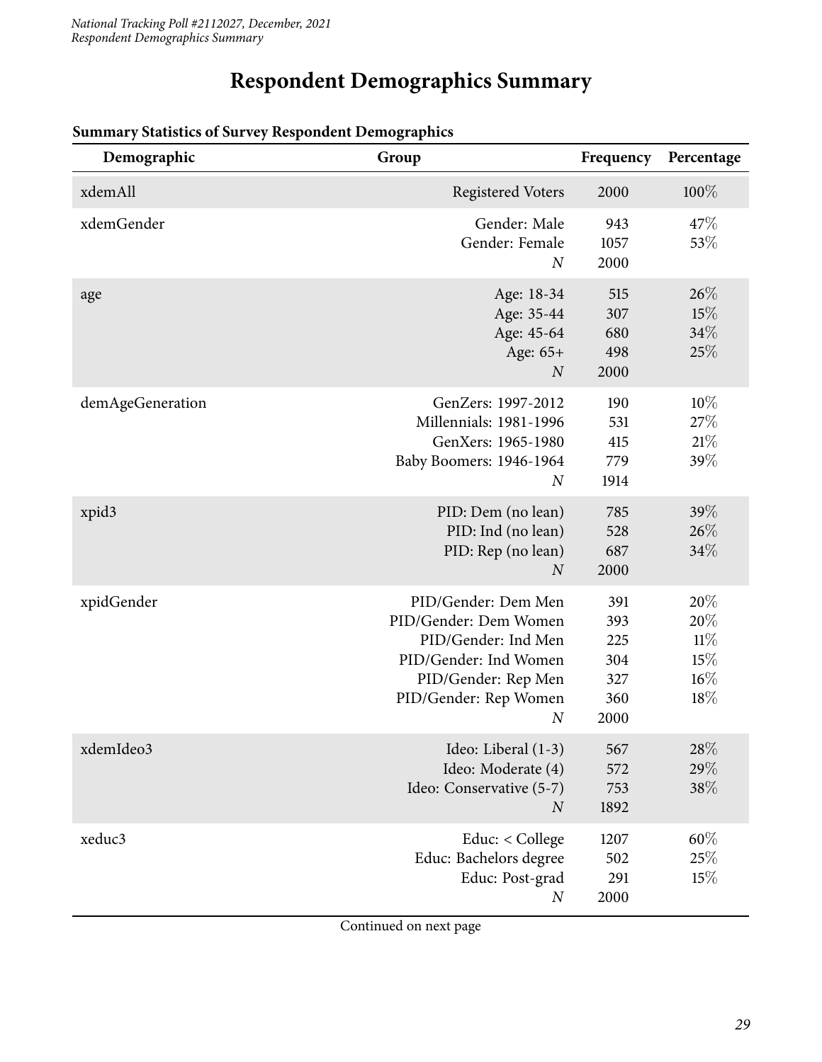# Respondent Demographics Summary

**Summary Statistics of Survey Respondent Demographics**

| Demographic | Group | Frequency | Percentage |
|---|---|---|---|
| xdemAll | Registered Voters | 2000 | 100% |
| xdemGender | Gender: Male | 943 | 47% |
| | Gender: Female | 1057 | 53% |
| | *N* | 2000 | |
| age | Age: 18-34 | 515 | 26% |
| | Age: 35-44 | 307 | 15% |
| | Age: 45-64 | 680 | 34% |
| | Age: 65+ | 498 | 25% |
| | *N* | 2000 | |
| demAgeGeneration | GenZers: 1997-2012 | 190 | 10% |
| | Millennials: 1981-1996 | 531 | 27% |
| | GenXers: 1965-1980 | 415 | 21% |
| | Baby Boomers: 1946-1964 | 779 | 39% |
| | *N* | 1914 | |
| xpid3 | PID: Dem (no lean) | 785 | 39% |
| | PID: Ind (no lean) | 528 | 26% |
| | PID: Rep (no lean) | 687 | 34% |
| | *N* | 2000 | |
| xpidGender | PID/Gender: Dem Men | 391 | 20% |
| | PID/Gender: Dem Women | 393 | 20% |
| | PID/Gender: Ind Men | 225 | 11% |
| | PID/Gender: Ind Women | 304 | 15% |
| | PID/Gender: Rep Men | 327 | 16% |
| | PID/Gender: Rep Women | 360 | 18% |
| | *N* | 2000 | |
| xdemIdeo3 | Ideo: Liberal (1-3) | 567 | 28% |
| | Ideo: Moderate (4) | 572 | 29% |
| | Ideo: Conservative (5-7) | 753 | 38% |
| | *N* | 1892 | |
| xeduc3 | Educ: < College | 1207 | 60% |
| | Educ: Bachelors degree | 502 | 25% |
| | Educ: Post-grad | 291 | 15% |
| | *N* | 2000 | |

Continued on next page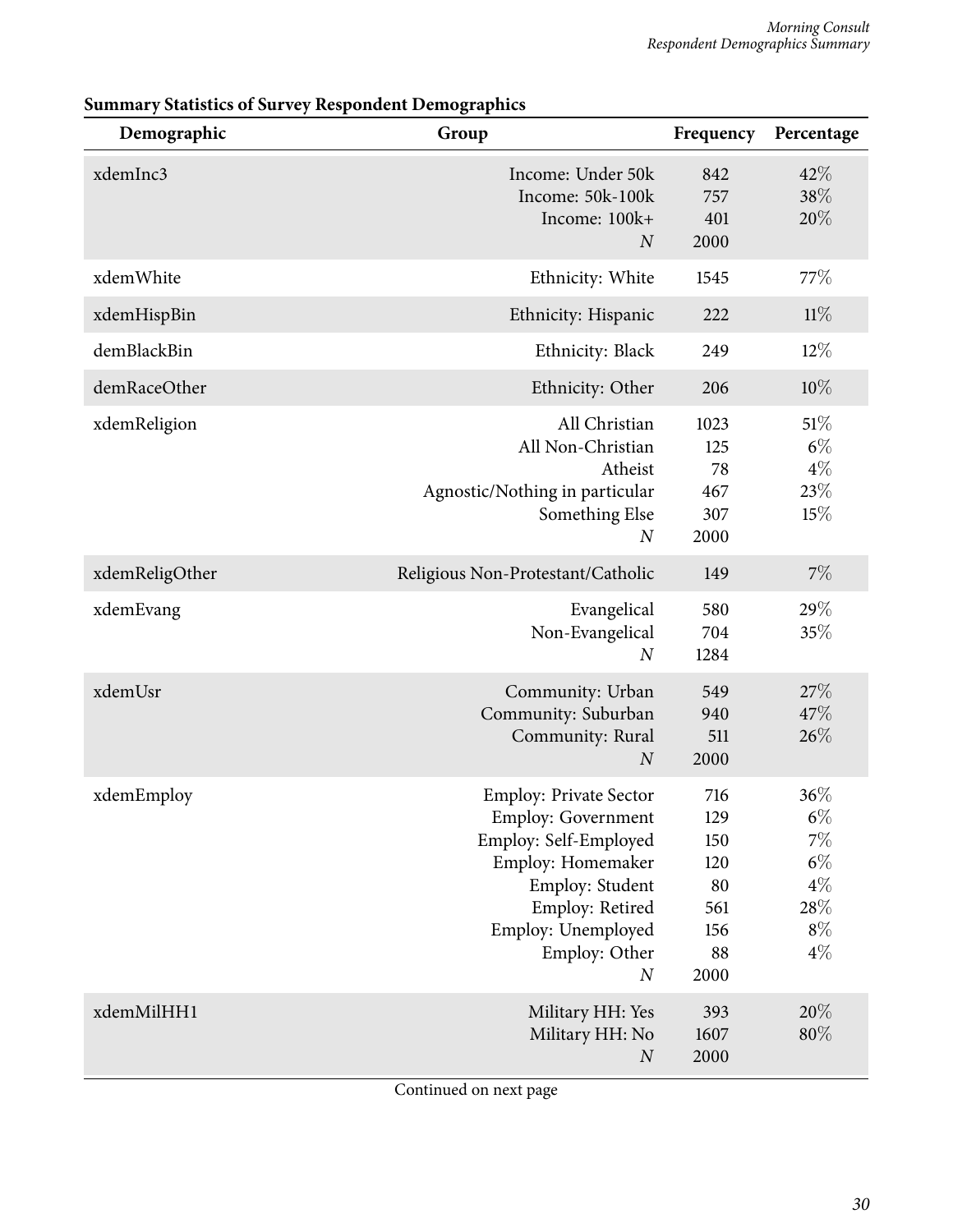**Summary Statistics of Survey Respondent Demographics**

| Demographic | Group | Frequency | Percentage |
|---|---|---|---|
| xdemInc3 | Income: Under 50k | 842 | 42% |
| | Income: 50k-100k | 757 | 38% |
| | Income: 100k+ | 401 | 20% |
| | *N* | 2000 | |
| xdemWhite | Ethnicity: White | 1545 | 77% |
| xdemHispBin | Ethnicity: Hispanic | 222 | 11% |
| demBlackBin | Ethnicity: Black | 249 | 12% |
| demRaceOther | Ethnicity: Other | 206 | 10% |
| xdemReligion | All Christian | 1023 | 51% |
| | All Non-Christian | 125 | 6% |
| | Atheist | 78 | 4% |
| | Agnostic/Nothing in particular | 467 | 23% |
| | Something Else | 307 | 15% |
| | *N* | 2000 | |
| xdemReligOther | Religious Non-Protestant/Catholic | 149 | 7% |
| xdemEvang | Evangelical | 580 | 29% |
| | Non-Evangelical | 704 | 35% |
| | *N* | 1284 | |
| xdemUsr | Community: Urban | 549 | 27% |
| | Community: Suburban | 940 | 47% |
| | Community: Rural | 511 | 26% |
| | *N* | 2000 | |
| xdemEmploy | Employ: Private Sector | 716 | 36% |
| | Employ: Government | 129 | 6% |
| | Employ: Self-Employed | 150 | 7% |
| | Employ: Homemaker | 120 | 6% |
| | Employ: Student | 80 | 4% |
| | Employ: Retired | 561 | 28% |
| | Employ: Unemployed | 156 | 8% |
| | Employ: Other | 88 | 4% |
| | *N* | 2000 | |
| xdemMilHH1 | Military HH: Yes | 393 | 20% |
| | Military HH: No | 1607 | 80% |
| | *N* | 2000 | |

Continued on next page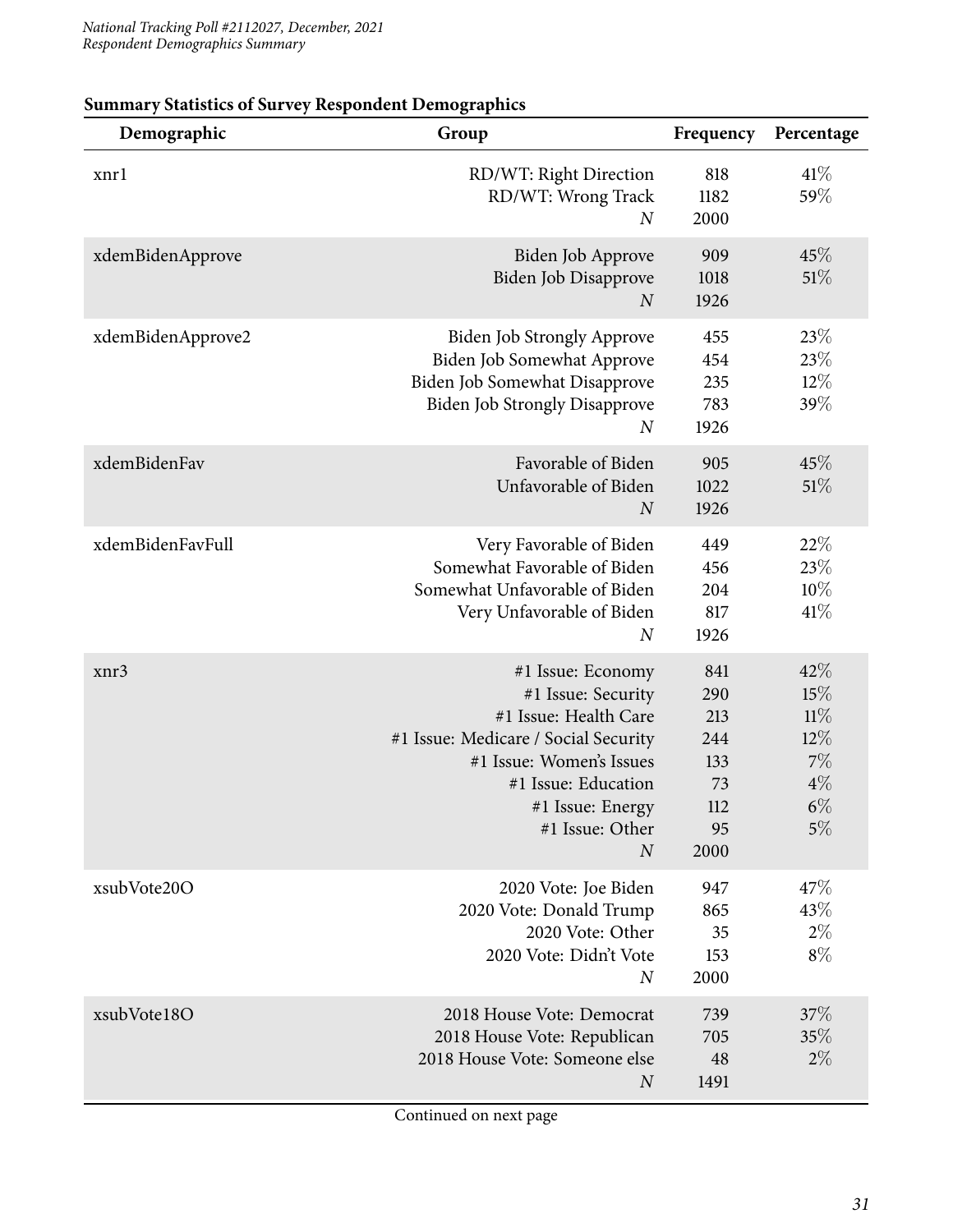**Summary Statistics of Survey Respondent Demographics**

| Demographic | Group | Frequency | Percentage |
|---|---|---|---|
| xnr1 | RD/WT: Right Direction | 818 | 41% |
| | RD/WT: Wrong Track | 1182 | 59% |
| | *N* | 2000 | |
| xdemBidenApprove | Biden Job Approve | 909 | 45% |
| | Biden Job Disapprove | 1018 | 51% |
| | *N* | 1926 | |
| xdemBidenApprove2 | Biden Job Strongly Approve | 455 | 23% |
| | Biden Job Somewhat Approve | 454 | 23% |
| | Biden Job Somewhat Disapprove | 235 | 12% |
| | Biden Job Strongly Disapprove | 783 | 39% |
| | *N* | 1926 | |
| xdemBidenFav | Favorable of Biden | 905 | 45% |
| | Unfavorable of Biden | 1022 | 51% |
| | *N* | 1926 | |
| xdemBidenFavFull | Very Favorable of Biden | 449 | 22% |
| | Somewhat Favorable of Biden | 456 | 23% |
| | Somewhat Unfavorable of Biden | 204 | 10% |
| | Very Unfavorable of Biden | 817 | 41% |
| | *N* | 1926 | |
| xnr3 | #1 Issue: Economy | 841 | 42% |
| | #1 Issue: Security | 290 | 15% |
| | #1 Issue: Health Care | 213 | 11% |
| | #1 Issue: Medicare / Social Security | 244 | 12% |
| | #1 Issue: Women's Issues | 133 | 7% |
| | #1 Issue: Education | 73 | 4% |
| | #1 Issue: Energy | 112 | 6% |
| | #1 Issue: Other | 95 | 5% |
| | *N* | 2000 | |
| xsubVote20O | 2020 Vote: Joe Biden | 947 | 47% |
| | 2020 Vote: Donald Trump | 865 | 43% |
| | 2020 Vote: Other | 35 | 2% |
| | 2020 Vote: Didn't Vote | 153 | 8% |
| | *N* | 2000 | |
| xsubVote18O | 2018 House Vote: Democrat | 739 | 37% |
| | 2018 House Vote: Republican | 705 | 35% |
| | 2018 House Vote: Someone else | 48 | 2% |
| | *N* | 1491 | |

Continued on next page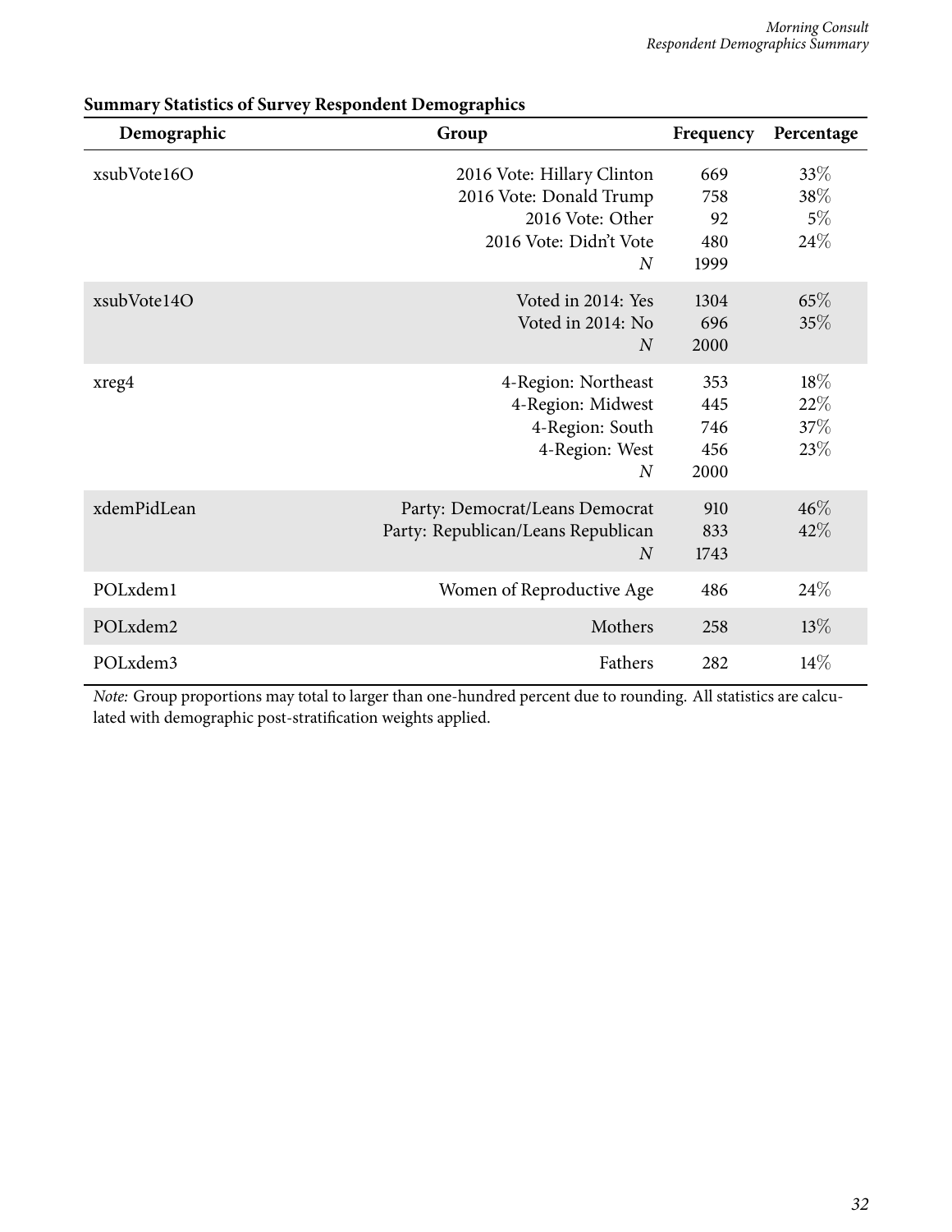**Summary Statistics of Survey Respondent Demographics**

| Demographic | Group | Frequency | Percentage |
|---|---|---|---|
| xsubVote16O | 2016 Vote: Hillary Clinton | 669 | 33% |
| | 2016 Vote: Donald Trump | 758 | 38% |
| | 2016 Vote: Other | 92 | 5% |
| | 2016 Vote: Didn't Vote | 480 | 24% |
| | *N* | 1999 | |
| xsubVote14O | Voted in 2014: Yes | 1304 | 65% |
| | Voted in 2014: No | 696 | 35% |
| | *N* | 2000 | |
| xreg4 | 4-Region: Northeast | 353 | 18% |
| | 4-Region: Midwest | 445 | 22% |
| | 4-Region: South | 746 | 37% |
| | 4-Region: West | 456 | 23% |
| | *N* | 2000 | |
| xdemPidLean | Party: Democrat/Leans Democrat | 910 | 46% |
| | Party: Republican/Leans Republican | 833 | 42% |
| | *N* | 1743 | |
| POLxdem1 | Women of Reproductive Age | 486 | 24% |
| POLxdem2 | Mothers | 258 | 13% |
| POLxdem3 | Fathers | 282 | 14% |

*Note:* Group proportions may total to larger than one-hundred percent due to rounding. All statistics are calculated with demographic post-stratification weights applied.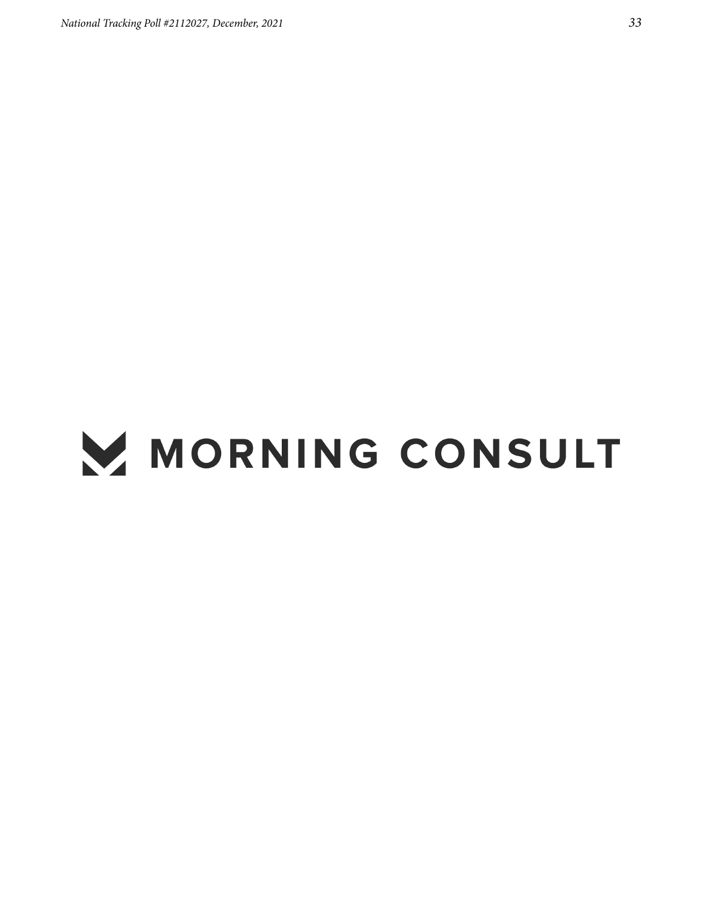MORNING CONSULT